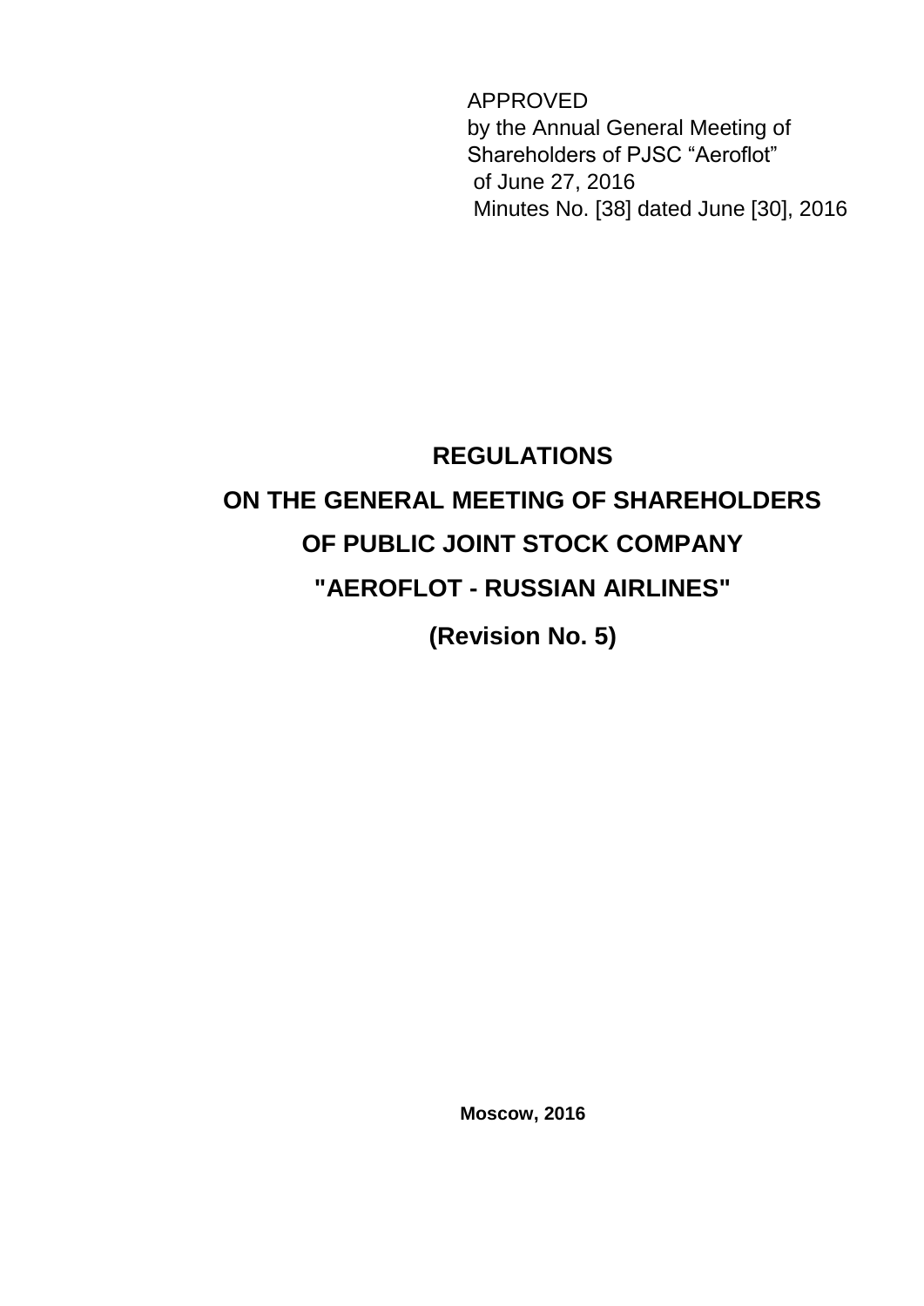APPROVED
by the Annual General Meeting of
Shareholders of PJSC “Aeroflot”
of June 27, 2016
Minutes No. [38] dated June [30], 2016

# REGULATIONS
# ON THE GENERAL MEETING OF SHAREHOLDERS
# OF PUBLIC JOINT STOCK COMPANY
# "AEROFLOT - RUSSIAN AIRLINES"

**(Revision No. 5)**

**Moscow, 2016**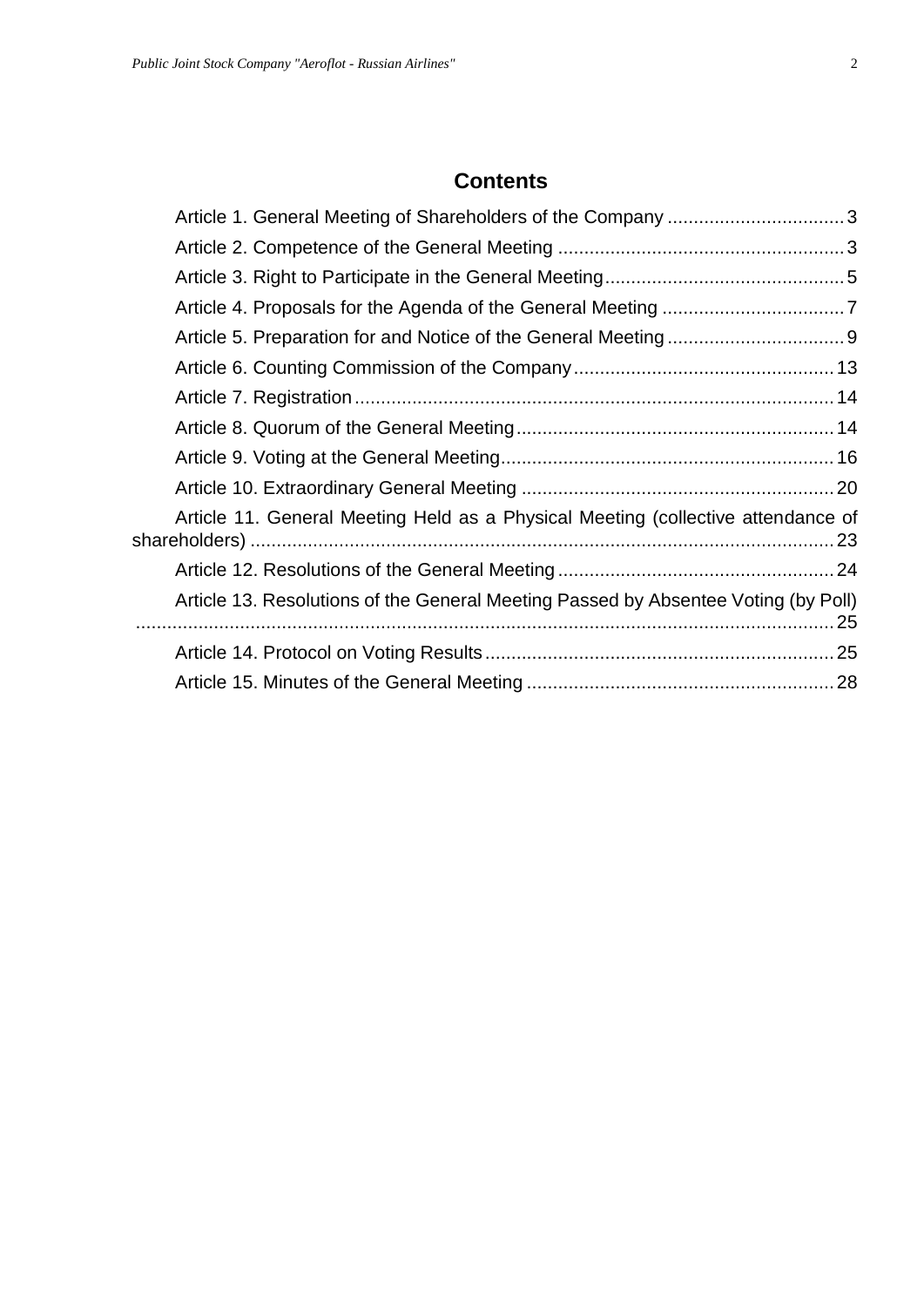## Contents

- Article 1. General Meeting of Shareholders of the Company .................................. 3
- Article 2. Competence of the General Meeting ....................................................... 3
- Article 3. Right to Participate in the General Meeting ............................................. 5
- Article 4. Proposals for the Agenda of the General Meeting ................................... 7
- Article 5. Preparation for and Notice of the General Meeting .................................. 9
- Article 6. Counting Commission of the Company .................................................. 13
- Article 7. Registration ............................................................................................ 14
- Article 8. Quorum of the General Meeting ............................................................. 14
- Article 9. Voting at the General Meeting ................................................................. 16
- Article 10. Extraordinary General Meeting ............................................................ 20
- Article 11. General Meeting Held as a Physical Meeting (collective attendance of shareholders) ................................................................................................................ 23
- Article 12. Resolutions of the General Meeting ..................................................... 24
- Article 13. Resolutions of the General Meeting Passed by Absentee Voting (by Poll) ..................................................................................................................... 25
- Article 14. Protocol on Voting Results ................................................................... 25
- Article 15. Minutes of the General Meeting ........................................................... 28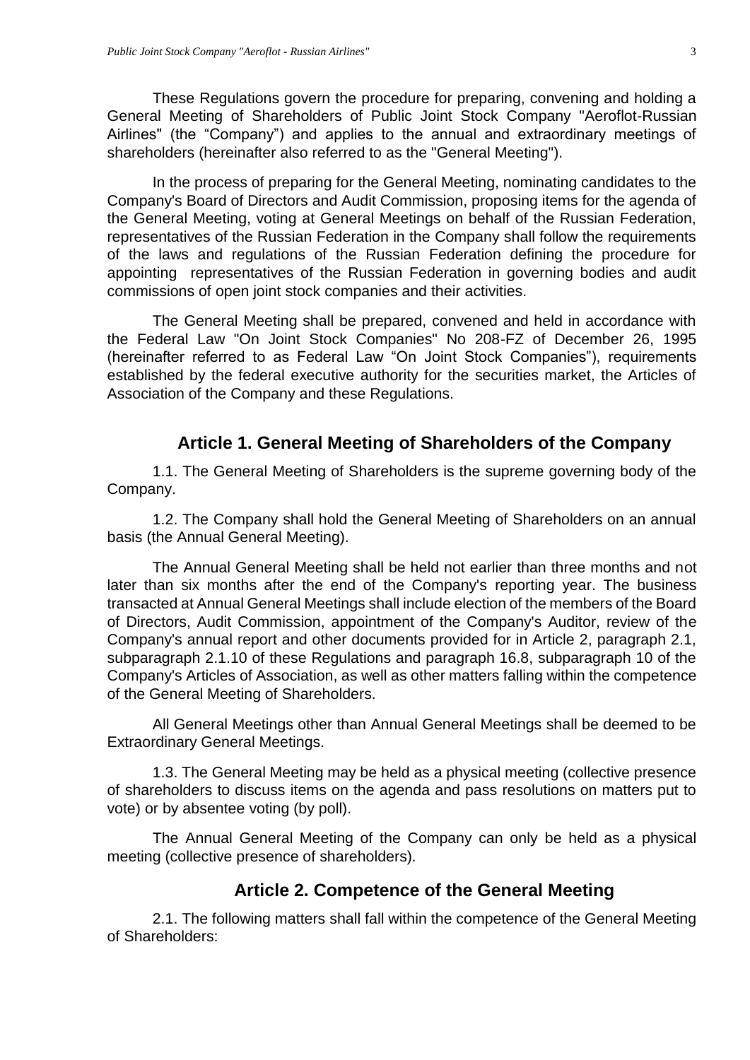These Regulations govern the procedure for preparing, convening and holding a General Meeting of Shareholders of Public Joint Stock Company "Aeroflot-Russian Airlines" (the "Company") and applies to the annual and extraordinary meetings of shareholders (hereinafter also referred to as the "General Meeting").

In the process of preparing for the General Meeting, nominating candidates to the Company's Board of Directors and Audit Commission, proposing items for the agenda of the General Meeting, voting at General Meetings on behalf of the Russian Federation, representatives of the Russian Federation in the Company shall follow the requirements of the laws and regulations of the Russian Federation defining the procedure for appointing representatives of the Russian Federation in governing bodies and audit commissions of open joint stock companies and their activities.

The General Meeting shall be prepared, convened and held in accordance with the Federal Law "On Joint Stock Companies" No 208-FZ of December 26, 1995 (hereinafter referred to as Federal Law "On Joint Stock Companies"), requirements established by the federal executive authority for the securities market, the Articles of Association of the Company and these Regulations.

## Article 1. General Meeting of Shareholders of the Company

1.1. The General Meeting of Shareholders is the supreme governing body of the Company.

1.2. The Company shall hold the General Meeting of Shareholders on an annual basis (the Annual General Meeting).

The Annual General Meeting shall be held not earlier than three months and not later than six months after the end of the Company's reporting year. The business transacted at Annual General Meetings shall include election of the members of the Board of Directors, Audit Commission, appointment of the Company's Auditor, review of the Company's annual report and other documents provided for in Article 2, paragraph 2.1, subparagraph 2.1.10 of these Regulations and paragraph 16.8, subparagraph 10 of the Company's Articles of Association, as well as other matters falling within the competence of the General Meeting of Shareholders.

All General Meetings other than Annual General Meetings shall be deemed to be Extraordinary General Meetings.

1.3. The General Meeting may be held as a physical meeting (collective presence of shareholders to discuss items on the agenda and pass resolutions on matters put to vote) or by absentee voting (by poll).

The Annual General Meeting of the Company can only be held as a physical meeting (collective presence of shareholders).

## Article 2. Competence of the General Meeting

2.1. The following matters shall fall within the competence of the General Meeting of Shareholders: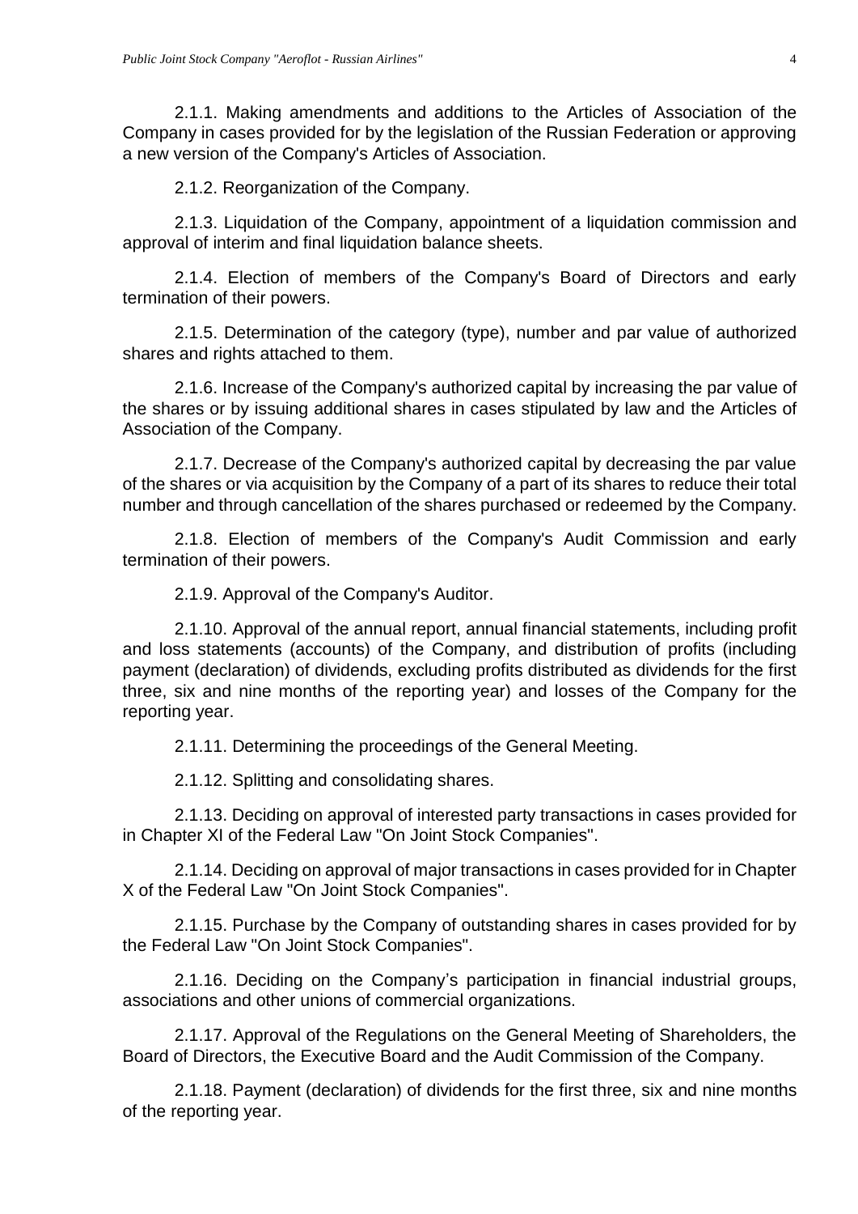2.1.1. Making amendments and additions to the Articles of Association of the Company in cases provided for by the legislation of the Russian Federation or approving a new version of the Company's Articles of Association.

2.1.2. Reorganization of the Company.

2.1.3. Liquidation of the Company, appointment of a liquidation commission and approval of interim and final liquidation balance sheets.

2.1.4. Election of members of the Company's Board of Directors and early termination of their powers.

2.1.5. Determination of the category (type), number and par value of authorized shares and rights attached to them.

2.1.6. Increase of the Company's authorized capital by increasing the par value of the shares or by issuing additional shares in cases stipulated by law and the Articles of Association of the Company.

2.1.7. Decrease of the Company's authorized capital by decreasing the par value of the shares or via acquisition by the Company of a part of its shares to reduce their total number and through cancellation of the shares purchased or redeemed by the Company.

2.1.8. Election of members of the Company's Audit Commission and early termination of their powers.

2.1.9. Approval of the Company's Auditor.

2.1.10. Approval of the annual report, annual financial statements, including profit and loss statements (accounts) of the Company, and distribution of profits (including payment (declaration) of dividends, excluding profits distributed as dividends for the first three, six and nine months of the reporting year) and losses of the Company for the reporting year.

2.1.11. Determining the proceedings of the General Meeting.

2.1.12. Splitting and consolidating shares.

2.1.13. Deciding on approval of interested party transactions in cases provided for in Chapter XI of the Federal Law "On Joint Stock Companies".

2.1.14. Deciding on approval of major transactions in cases provided for in Chapter X of the Federal Law "On Joint Stock Companies".

2.1.15. Purchase by the Company of outstanding shares in cases provided for by the Federal Law "On Joint Stock Companies".

2.1.16. Deciding on the Company's participation in financial industrial groups, associations and other unions of commercial organizations.

2.1.17. Approval of the Regulations on the General Meeting of Shareholders, the Board of Directors, the Executive Board and the Audit Commission of the Company.

2.1.18. Payment (declaration) of dividends for the first three, six and nine months of the reporting year.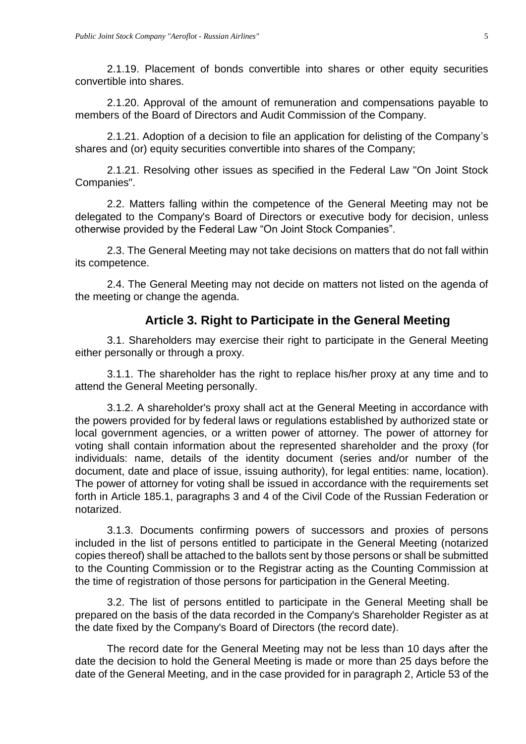2.1.19. Placement of bonds convertible into shares or other equity securities convertible into shares.

2.1.20. Approval of the amount of remuneration and compensations payable to members of the Board of Directors and Audit Commission of the Company.

2.1.21. Adoption of a decision to file an application for delisting of the Company's shares and (or) equity securities convertible into shares of the Company;

2.1.21. Resolving other issues as specified in the Federal Law "On Joint Stock Companies".

2.2. Matters falling within the competence of the General Meeting may not be delegated to the Company's Board of Directors or executive body for decision, unless otherwise provided by the Federal Law "On Joint Stock Companies".

2.3. The General Meeting may not take decisions on matters that do not fall within its competence.

2.4. The General Meeting may not decide on matters not listed on the agenda of the meeting or change the agenda.

## Article 3. Right to Participate in the General Meeting

3.1. Shareholders may exercise their right to participate in the General Meeting either personally or through a proxy.

3.1.1. The shareholder has the right to replace his/her proxy at any time and to attend the General Meeting personally.

3.1.2. A shareholder's proxy shall act at the General Meeting in accordance with the powers provided for by federal laws or regulations established by authorized state or local government agencies, or a written power of attorney. The power of attorney for voting shall contain information about the represented shareholder and the proxy (for individuals: name, details of the identity document (series and/or number of the document, date and place of issue, issuing authority), for legal entities: name, location). The power of attorney for voting shall be issued in accordance with the requirements set forth in Article 185.1, paragraphs 3 and 4 of the Civil Code of the Russian Federation or notarized.

3.1.3. Documents confirming powers of successors and proxies of persons included in the list of persons entitled to participate in the General Meeting (notarized copies thereof) shall be attached to the ballots sent by those persons or shall be submitted to the Counting Commission or to the Registrar acting as the Counting Commission at the time of registration of those persons for participation in the General Meeting.

3.2. The list of persons entitled to participate in the General Meeting shall be prepared on the basis of the data recorded in the Company's Shareholder Register as at the date fixed by the Company's Board of Directors (the record date).

The record date for the General Meeting may not be less than 10 days after the date the decision to hold the General Meeting is made or more than 25 days before the date of the General Meeting, and in the case provided for in paragraph 2, Article 53 of the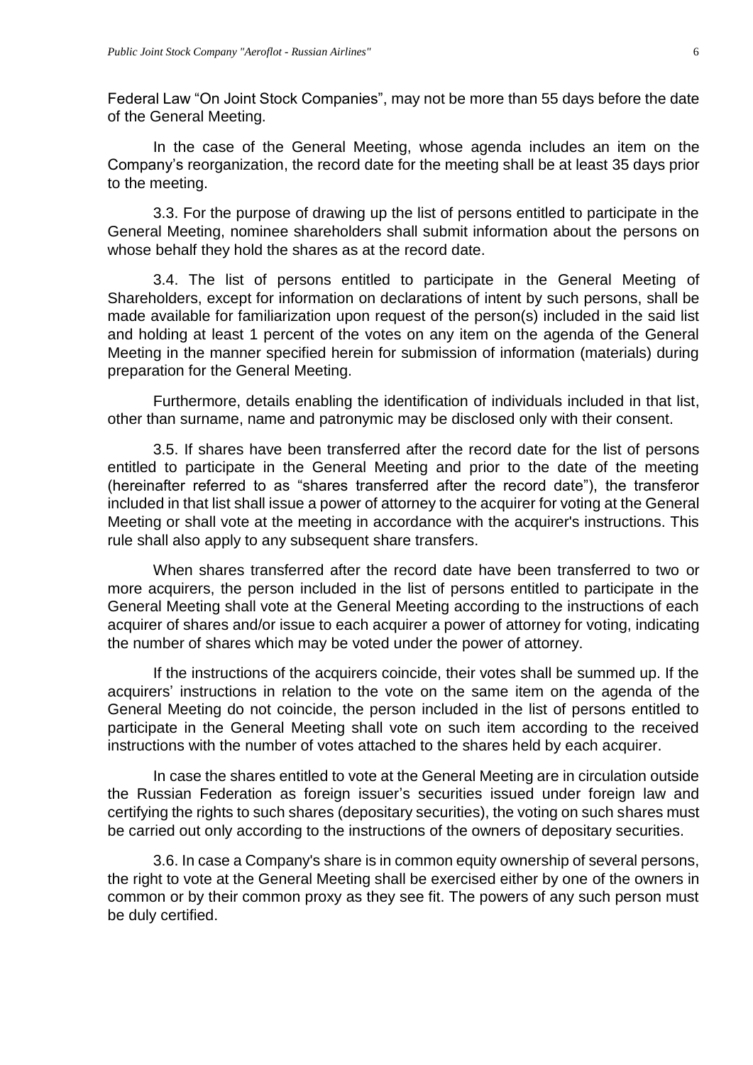Federal Law “On Joint Stock Companies”, may not be more than 55 days before the date of the General Meeting.

In the case of the General Meeting, whose agenda includes an item on the Company’s reorganization, the record date for the meeting shall be at least 35 days prior to the meeting.

3.3. For the purpose of drawing up the list of persons entitled to participate in the General Meeting, nominee shareholders shall submit information about the persons on whose behalf they hold the shares as at the record date.

3.4. The list of persons entitled to participate in the General Meeting of Shareholders, except for information on declarations of intent by such persons, shall be made available for familiarization upon request of the person(s) included in the said list and holding at least 1 percent of the votes on any item on the agenda of the General Meeting in the manner specified herein for submission of information (materials) during preparation for the General Meeting.

Furthermore, details enabling the identification of individuals included in that list, other than surname, name and patronymic may be disclosed only with their consent.

3.5. If shares have been transferred after the record date for the list of persons entitled to participate in the General Meeting and prior to the date of the meeting (hereinafter referred to as “shares transferred after the record date”), the transferor included in that list shall issue a power of attorney to the acquirer for voting at the General Meeting or shall vote at the meeting in accordance with the acquirer's instructions. This rule shall also apply to any subsequent share transfers.

When shares transferred after the record date have been transferred to two or more acquirers, the person included in the list of persons entitled to participate in the General Meeting shall vote at the General Meeting according to the instructions of each acquirer of shares and/or issue to each acquirer a power of attorney for voting, indicating the number of shares which may be voted under the power of attorney.

If the instructions of the acquirers coincide, their votes shall be summed up. If the acquirers’ instructions in relation to the vote on the same item on the agenda of the General Meeting do not coincide, the person included in the list of persons entitled to participate in the General Meeting shall vote on such item according to the received instructions with the number of votes attached to the shares held by each acquirer.

In case the shares entitled to vote at the General Meeting are in circulation outside the Russian Federation as foreign issuer’s securities issued under foreign law and certifying the rights to such shares (depositary securities), the voting on such shares must be carried out only according to the instructions of the owners of depositary securities.

3.6. In case a Company's share is in common equity ownership of several persons, the right to vote at the General Meeting shall be exercised either by one of the owners in common or by their common proxy as they see fit. The powers of any such person must be duly certified.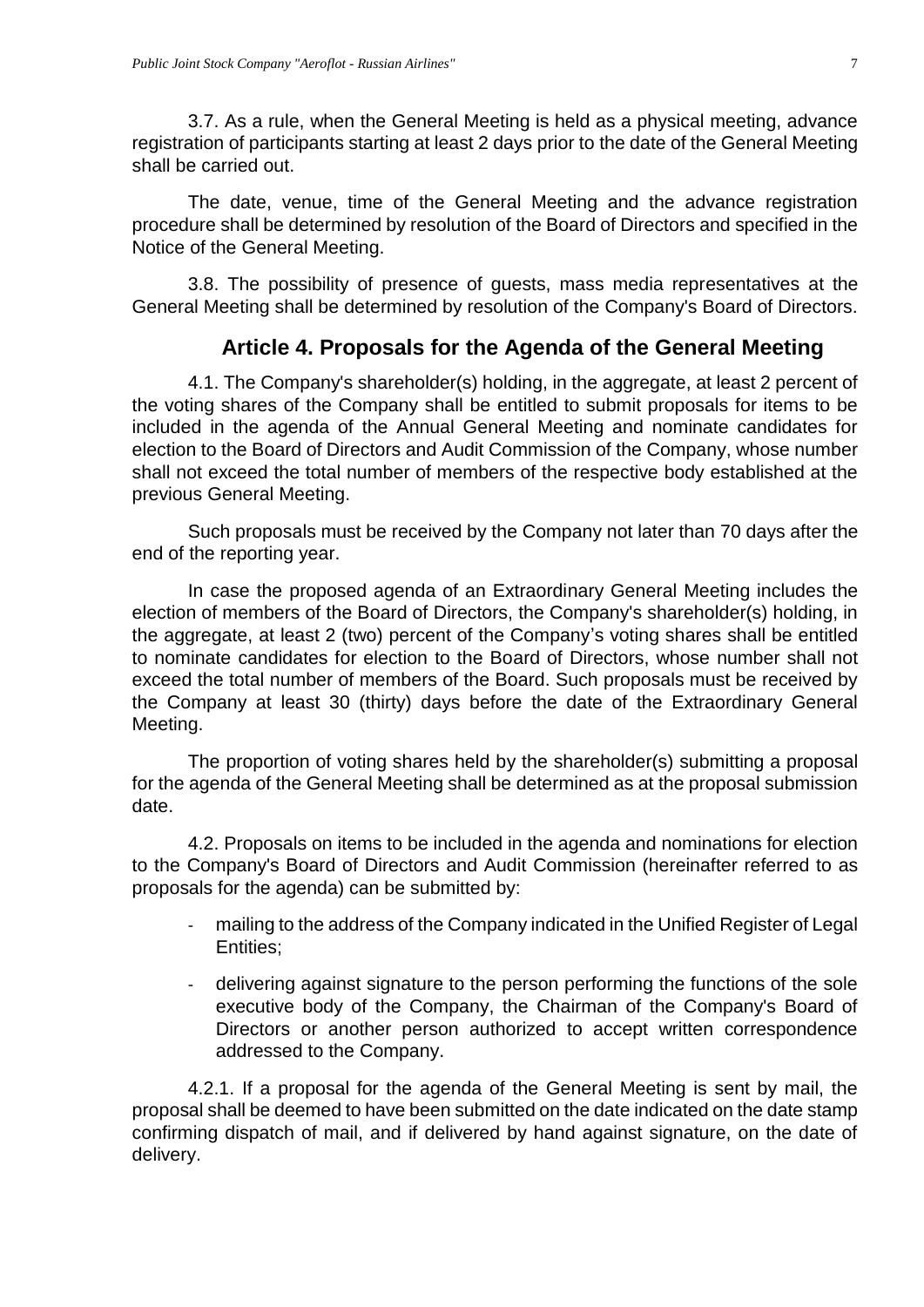3.7. As a rule, when the General Meeting is held as a physical meeting, advance registration of participants starting at least 2 days prior to the date of the General Meeting shall be carried out.

The date, venue, time of the General Meeting and the advance registration procedure shall be determined by resolution of the Board of Directors and specified in the Notice of the General Meeting.

3.8. The possibility of presence of guests, mass media representatives at the General Meeting shall be determined by resolution of the Company's Board of Directors.

## Article 4. Proposals for the Agenda of the General Meeting

4.1. The Company's shareholder(s) holding, in the aggregate, at least 2 percent of the voting shares of the Company shall be entitled to submit proposals for items to be included in the agenda of the Annual General Meeting and nominate candidates for election to the Board of Directors and Audit Commission of the Company, whose number shall not exceed the total number of members of the respective body established at the previous General Meeting.

Such proposals must be received by the Company not later than 70 days after the end of the reporting year.

In case the proposed agenda of an Extraordinary General Meeting includes the election of members of the Board of Directors, the Company's shareholder(s) holding, in the aggregate, at least 2 (two) percent of the Company's voting shares shall be entitled to nominate candidates for election to the Board of Directors, whose number shall not exceed the total number of members of the Board. Such proposals must be received by the Company at least 30 (thirty) days before the date of the Extraordinary General Meeting.

The proportion of voting shares held by the shareholder(s) submitting a proposal for the agenda of the General Meeting shall be determined as at the proposal submission date.

4.2. Proposals on items to be included in the agenda and nominations for election to the Company's Board of Directors and Audit Commission (hereinafter referred to as proposals for the agenda) can be submitted by:

- mailing to the address of the Company indicated in the Unified Register of Legal Entities;
- delivering against signature to the person performing the functions of the sole executive body of the Company, the Chairman of the Company's Board of Directors or another person authorized to accept written correspondence addressed to the Company.

4.2.1. If a proposal for the agenda of the General Meeting is sent by mail, the proposal shall be deemed to have been submitted on the date indicated on the date stamp confirming dispatch of mail, and if delivered by hand against signature, on the date of delivery.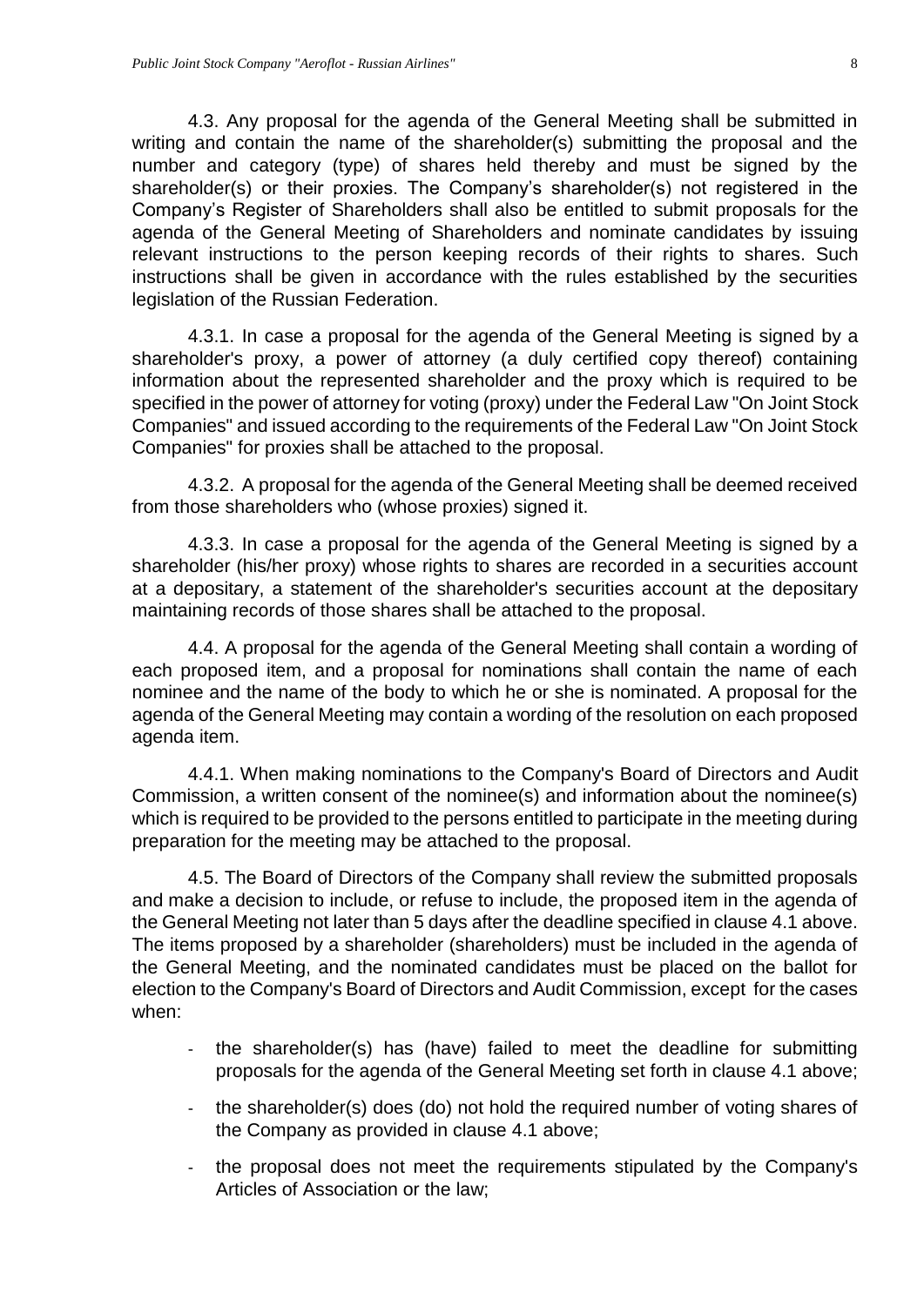4.3. Any proposal for the agenda of the General Meeting shall be submitted in writing and contain the name of the shareholder(s) submitting the proposal and the number and category (type) of shares held thereby and must be signed by the shareholder(s) or their proxies. The Company's shareholder(s) not registered in the Company's Register of Shareholders shall also be entitled to submit proposals for the agenda of the General Meeting of Shareholders and nominate candidates by issuing relevant instructions to the person keeping records of their rights to shares. Such instructions shall be given in accordance with the rules established by the securities legislation of the Russian Federation.

4.3.1. In case a proposal for the agenda of the General Meeting is signed by a shareholder's proxy, a power of attorney (a duly certified copy thereof) containing information about the represented shareholder and the proxy which is required to be specified in the power of attorney for voting (proxy) under the Federal Law "On Joint Stock Companies" and issued according to the requirements of the Federal Law "On Joint Stock Companies" for proxies shall be attached to the proposal.

4.3.2. A proposal for the agenda of the General Meeting shall be deemed received from those shareholders who (whose proxies) signed it.

4.3.3. In case a proposal for the agenda of the General Meeting is signed by a shareholder (his/her proxy) whose rights to shares are recorded in a securities account at a depositary, a statement of the shareholder's securities account at the depositary maintaining records of those shares shall be attached to the proposal.

4.4. A proposal for the agenda of the General Meeting shall contain a wording of each proposed item, and a proposal for nominations shall contain the name of each nominee and the name of the body to which he or she is nominated. A proposal for the agenda of the General Meeting may contain a wording of the resolution on each proposed agenda item.

4.4.1. When making nominations to the Company's Board of Directors and Audit Commission, a written consent of the nominee(s) and information about the nominee(s) which is required to be provided to the persons entitled to participate in the meeting during preparation for the meeting may be attached to the proposal.

4.5. The Board of Directors of the Company shall review the submitted proposals and make a decision to include, or refuse to include, the proposed item in the agenda of the General Meeting not later than 5 days after the deadline specified in clause 4.1 above. The items proposed by a shareholder (shareholders) must be included in the agenda of the General Meeting, and the nominated candidates must be placed on the ballot for election to the Company's Board of Directors and Audit Commission, except for the cases when:

- the shareholder(s) has (have) failed to meet the deadline for submitting proposals for the agenda of the General Meeting set forth in clause 4.1 above;
- the shareholder(s) does (do) not hold the required number of voting shares of the Company as provided in clause 4.1 above;
- the proposal does not meet the requirements stipulated by the Company's Articles of Association or the law;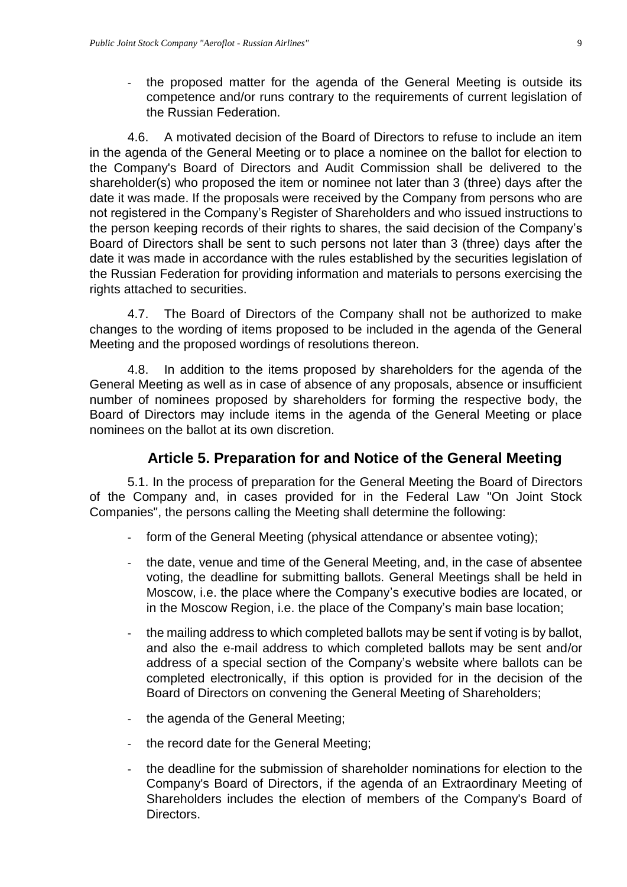- the proposed matter for the agenda of the General Meeting is outside its competence and/or runs contrary to the requirements of current legislation of the Russian Federation.

4.6. A motivated decision of the Board of Directors to refuse to include an item in the agenda of the General Meeting or to place a nominee on the ballot for election to the Company's Board of Directors and Audit Commission shall be delivered to the shareholder(s) who proposed the item or nominee not later than 3 (three) days after the date it was made. If the proposals were received by the Company from persons who are not registered in the Company's Register of Shareholders and who issued instructions to the person keeping records of their rights to shares, the said decision of the Company's Board of Directors shall be sent to such persons not later than 3 (three) days after the date it was made in accordance with the rules established by the securities legislation of the Russian Federation for providing information and materials to persons exercising the rights attached to securities.

4.7. The Board of Directors of the Company shall not be authorized to make changes to the wording of items proposed to be included in the agenda of the General Meeting and the proposed wordings of resolutions thereon.

4.8. In addition to the items proposed by shareholders for the agenda of the General Meeting as well as in case of absence of any proposals, absence or insufficient number of nominees proposed by shareholders for forming the respective body, the Board of Directors may include items in the agenda of the General Meeting or place nominees on the ballot at its own discretion.

## Article 5. Preparation for and Notice of the General Meeting

5.1. In the process of preparation for the General Meeting the Board of Directors of the Company and, in cases provided for in the Federal Law "On Joint Stock Companies", the persons calling the Meeting shall determine the following:

- form of the General Meeting (physical attendance or absentee voting);
- the date, venue and time of the General Meeting, and, in the case of absentee voting, the deadline for submitting ballots. General Meetings shall be held in Moscow, i.e. the place where the Company's executive bodies are located, or in the Moscow Region, i.e. the place of the Company's main base location;
- the mailing address to which completed ballots may be sent if voting is by ballot, and also the e-mail address to which completed ballots may be sent and/or address of a special section of the Company's website where ballots can be completed electronically, if this option is provided for in the decision of the Board of Directors on convening the General Meeting of Shareholders;
- the agenda of the General Meeting;
- the record date for the General Meeting;
- the deadline for the submission of shareholder nominations for election to the Company's Board of Directors, if the agenda of an Extraordinary Meeting of Shareholders includes the election of members of the Company's Board of Directors.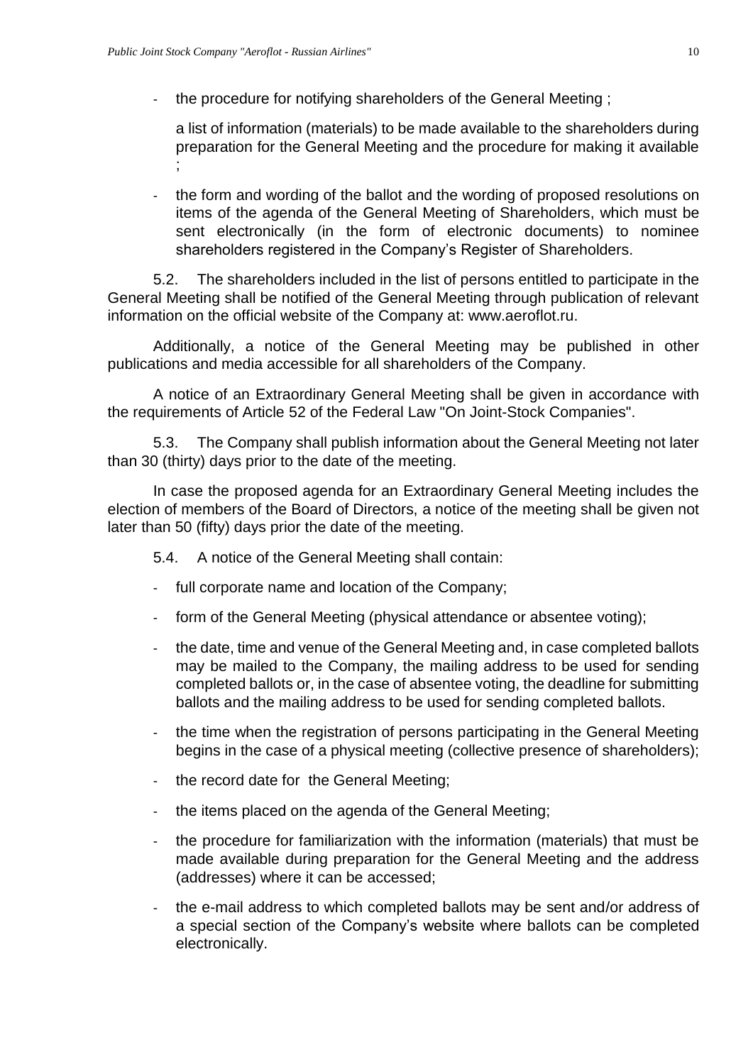- the procedure for notifying shareholders of the General Meeting ;

  a list of information (materials) to be made available to the shareholders during preparation for the General Meeting and the procedure for making it available ;

- the form and wording of the ballot and the wording of proposed resolutions on items of the agenda of the General Meeting of Shareholders, which must be sent electronically (in the form of electronic documents) to nominee shareholders registered in the Company's Register of Shareholders.

5.2. The shareholders included in the list of persons entitled to participate in the General Meeting shall be notified of the General Meeting through publication of relevant information on the official website of the Company at: www.aeroflot.ru.

Additionally, a notice of the General Meeting may be published in other publications and media accessible for all shareholders of the Company.

A notice of an Extraordinary General Meeting shall be given in accordance with the requirements of Article 52 of the Federal Law "On Joint-Stock Companies".

5.3. The Company shall publish information about the General Meeting not later than 30 (thirty) days prior to the date of the meeting.

In case the proposed agenda for an Extraordinary General Meeting includes the election of members of the Board of Directors, a notice of the meeting shall be given not later than 50 (fifty) days prior the date of the meeting.

5.4. A notice of the General Meeting shall contain:

- full corporate name and location of the Company;
- form of the General Meeting (physical attendance or absentee voting);
- the date, time and venue of the General Meeting and, in case completed ballots may be mailed to the Company, the mailing address to be used for sending completed ballots or, in the case of absentee voting, the deadline for submitting ballots and the mailing address to be used for sending completed ballots.
- the time when the registration of persons participating in the General Meeting begins in the case of a physical meeting (collective presence of shareholders);
- the record date for the General Meeting;
- the items placed on the agenda of the General Meeting;
- the procedure for familiarization with the information (materials) that must be made available during preparation for the General Meeting and the address (addresses) where it can be accessed;
- the e-mail address to which completed ballots may be sent and/or address of a special section of the Company's website where ballots can be completed electronically.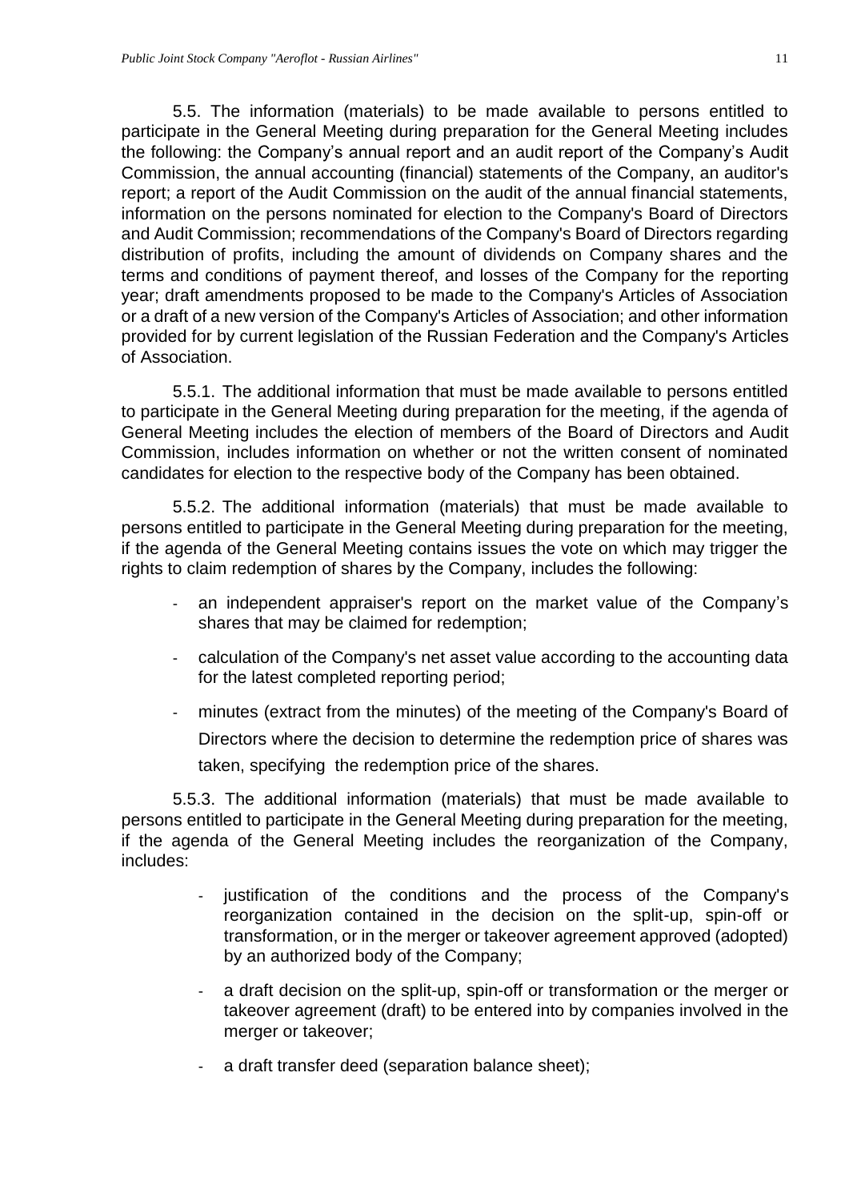5.5. The information (materials) to be made available to persons entitled to participate in the General Meeting during preparation for the General Meeting includes the following: the Company's annual report and an audit report of the Company's Audit Commission, the annual accounting (financial) statements of the Company, an auditor's report; a report of the Audit Commission on the audit of the annual financial statements, information on the persons nominated for election to the Company's Board of Directors and Audit Commission; recommendations of the Company's Board of Directors regarding distribution of profits, including the amount of dividends on Company shares and the terms and conditions of payment thereof, and losses of the Company for the reporting year; draft amendments proposed to be made to the Company's Articles of Association or a draft of a new version of the Company's Articles of Association; and other information provided for by current legislation of the Russian Federation and the Company's Articles of Association.

5.5.1. The additional information that must be made available to persons entitled to participate in the General Meeting during preparation for the meeting, if the agenda of General Meeting includes the election of members of the Board of Directors and Audit Commission, includes information on whether or not the written consent of nominated candidates for election to the respective body of the Company has been obtained.

5.5.2. The additional information (materials) that must be made available to persons entitled to participate in the General Meeting during preparation for the meeting, if the agenda of the General Meeting contains issues the vote on which may trigger the rights to claim redemption of shares by the Company, includes the following:

- an independent appraiser's report on the market value of the Company's shares that may be claimed for redemption;
- calculation of the Company's net asset value according to the accounting data for the latest completed reporting period;
- minutes (extract from the minutes) of the meeting of the Company's Board of Directors where the decision to determine the redemption price of shares was taken, specifying the redemption price of the shares.

5.5.3. The additional information (materials) that must be made available to persons entitled to participate in the General Meeting during preparation for the meeting, if the agenda of the General Meeting includes the reorganization of the Company, includes:

- justification of the conditions and the process of the Company's reorganization contained in the decision on the split-up, spin-off or transformation, or in the merger or takeover agreement approved (adopted) by an authorized body of the Company;
- a draft decision on the split-up, spin-off or transformation or the merger or takeover agreement (draft) to be entered into by companies involved in the merger or takeover;
- a draft transfer deed (separation balance sheet);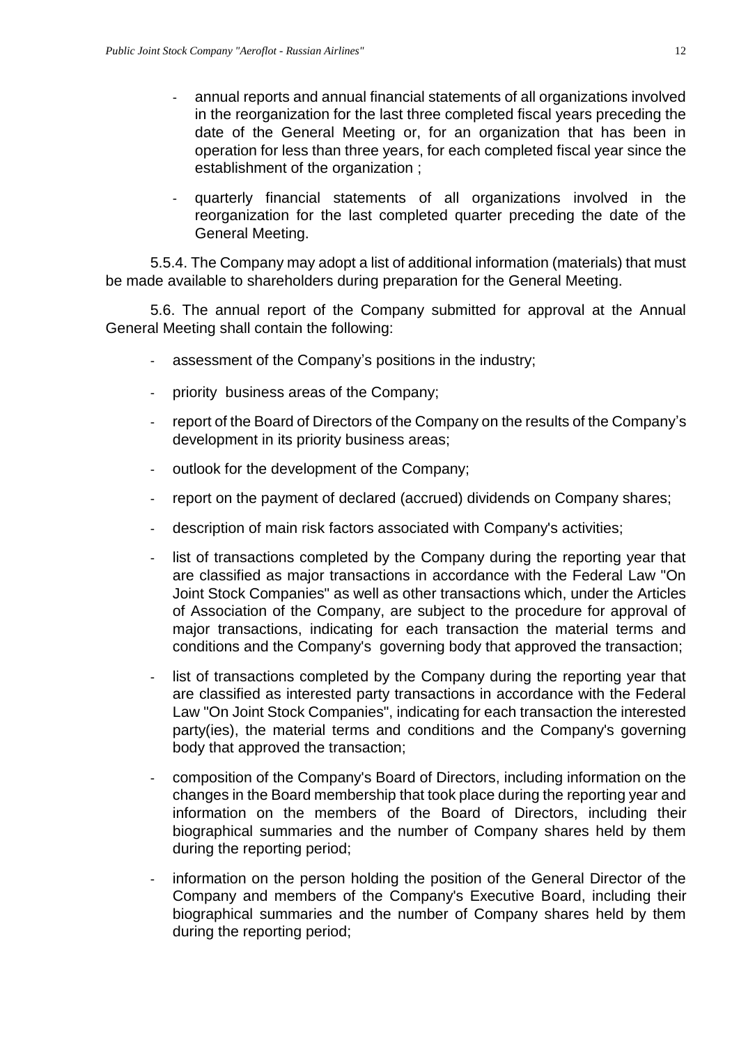- annual reports and annual financial statements of all organizations involved in the reorganization for the last three completed fiscal years preceding the date of the General Meeting or, for an organization that has been in operation for less than three years, for each completed fiscal year since the establishment of the organization ;
- quarterly financial statements of all organizations involved in the reorganization for the last completed quarter preceding the date of the General Meeting.

5.5.4. The Company may adopt a list of additional information (materials) that must be made available to shareholders during preparation for the General Meeting.

5.6. The annual report of the Company submitted for approval at the Annual General Meeting shall contain the following:

- assessment of the Company's positions in the industry;
- priority business areas of the Company;
- report of the Board of Directors of the Company on the results of the Company's development in its priority business areas;
- outlook for the development of the Company;
- report on the payment of declared (accrued) dividends on Company shares;
- description of main risk factors associated with Company's activities;
- list of transactions completed by the Company during the reporting year that are classified as major transactions in accordance with the Federal Law "On Joint Stock Companies" as well as other transactions which, under the Articles of Association of the Company, are subject to the procedure for approval of major transactions, indicating for each transaction the material terms and conditions and the Company's governing body that approved the transaction;
- list of transactions completed by the Company during the reporting year that are classified as interested party transactions in accordance with the Federal Law "On Joint Stock Companies", indicating for each transaction the interested party(ies), the material terms and conditions and the Company's governing body that approved the transaction;
- composition of the Company's Board of Directors, including information on the changes in the Board membership that took place during the reporting year and information on the members of the Board of Directors, including their biographical summaries and the number of Company shares held by them during the reporting period;
- information on the person holding the position of the General Director of the Company and members of the Company's Executive Board, including their biographical summaries and the number of Company shares held by them during the reporting period;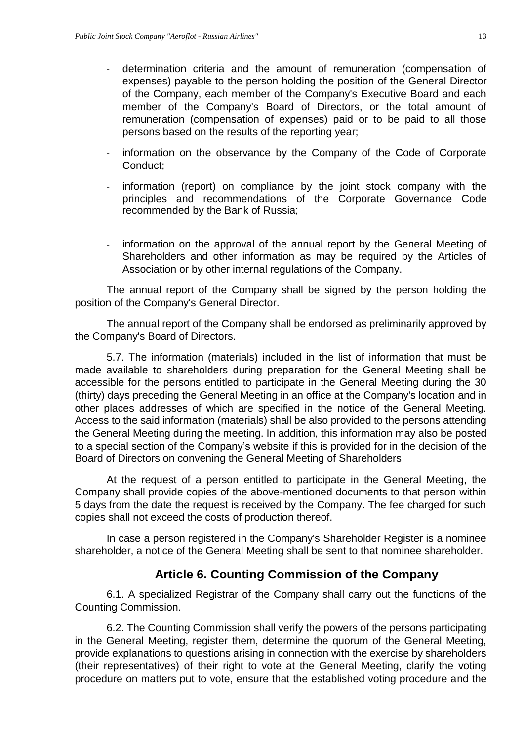- determination criteria and the amount of remuneration (compensation of expenses) payable to the person holding the position of the General Director of the Company, each member of the Company's Executive Board and each member of the Company's Board of Directors, or the total amount of remuneration (compensation of expenses) paid or to be paid to all those persons based on the results of the reporting year;
- information on the observance by the Company of the Code of Corporate Conduct;
- information (report) on compliance by the joint stock company with the principles and recommendations of the Corporate Governance Code recommended by the Bank of Russia;
- information on the approval of the annual report by the General Meeting of Shareholders and other information as may be required by the Articles of Association or by other internal regulations of the Company.

The annual report of the Company shall be signed by the person holding the position of the Company's General Director.

The annual report of the Company shall be endorsed as preliminarily approved by the Company's Board of Directors.

5.7. The information (materials) included in the list of information that must be made available to shareholders during preparation for the General Meeting shall be accessible for the persons entitled to participate in the General Meeting during the 30 (thirty) days preceding the General Meeting in an office at the Company's location and in other places addresses of which are specified in the notice of the General Meeting. Access to the said information (materials) shall be also provided to the persons attending the General Meeting during the meeting. In addition, this information may also be posted to a special section of the Company's website if this is provided for in the decision of the Board of Directors on convening the General Meeting of Shareholders

At the request of a person entitled to participate in the General Meeting, the Company shall provide copies of the above-mentioned documents to that person within 5 days from the date the request is received by the Company. The fee charged for such copies shall not exceed the costs of production thereof.

In case a person registered in the Company's Shareholder Register is a nominee shareholder, a notice of the General Meeting shall be sent to that nominee shareholder.

## Article 6. Counting Commission of the Company

6.1. A specialized Registrar of the Company shall carry out the functions of the Counting Commission.

6.2. The Counting Commission shall verify the powers of the persons participating in the General Meeting, register them, determine the quorum of the General Meeting, provide explanations to questions arising in connection with the exercise by shareholders (their representatives) of their right to vote at the General Meeting, clarify the voting procedure on matters put to vote, ensure that the established voting procedure and the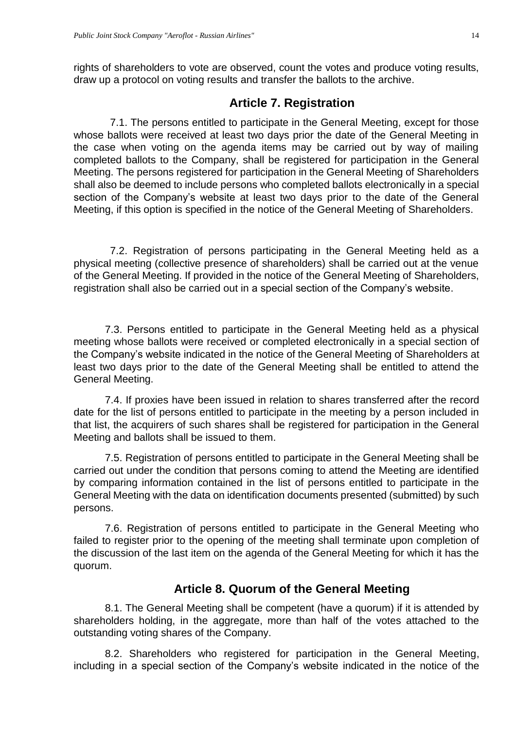rights of shareholders to vote are observed, count the votes and produce voting results, draw up a protocol on voting results and transfer the ballots to the archive.

## Article 7. Registration

7.1. The persons entitled to participate in the General Meeting, except for those whose ballots were received at least two days prior the date of the General Meeting in the case when voting on the agenda items may be carried out by way of mailing completed ballots to the Company, shall be registered for participation in the General Meeting. The persons registered for participation in the General Meeting of Shareholders shall also be deemed to include persons who completed ballots electronically in a special section of the Company's website at least two days prior to the date of the General Meeting, if this option is specified in the notice of the General Meeting of Shareholders.

7.2. Registration of persons participating in the General Meeting held as a physical meeting (collective presence of shareholders) shall be carried out at the venue of the General Meeting. If provided in the notice of the General Meeting of Shareholders, registration shall also be carried out in a special section of the Company's website.

7.3. Persons entitled to participate in the General Meeting held as a physical meeting whose ballots were received or completed electronically in a special section of the Company's website indicated in the notice of the General Meeting of Shareholders at least two days prior to the date of the General Meeting shall be entitled to attend the General Meeting.

7.4. If proxies have been issued in relation to shares transferred after the record date for the list of persons entitled to participate in the meeting by a person included in that list, the acquirers of such shares shall be registered for participation in the General Meeting and ballots shall be issued to them.

7.5. Registration of persons entitled to participate in the General Meeting shall be carried out under the condition that persons coming to attend the Meeting are identified by comparing information contained in the list of persons entitled to participate in the General Meeting with the data on identification documents presented (submitted) by such persons.

7.6. Registration of persons entitled to participate in the General Meeting who failed to register prior to the opening of the meeting shall terminate upon completion of the discussion of the last item on the agenda of the General Meeting for which it has the quorum.

## Article 8. Quorum of the General Meeting

8.1. The General Meeting shall be competent (have a quorum) if it is attended by shareholders holding, in the aggregate, more than half of the votes attached to the outstanding voting shares of the Company.

8.2. Shareholders who registered for participation in the General Meeting, including in a special section of the Company's website indicated in the notice of the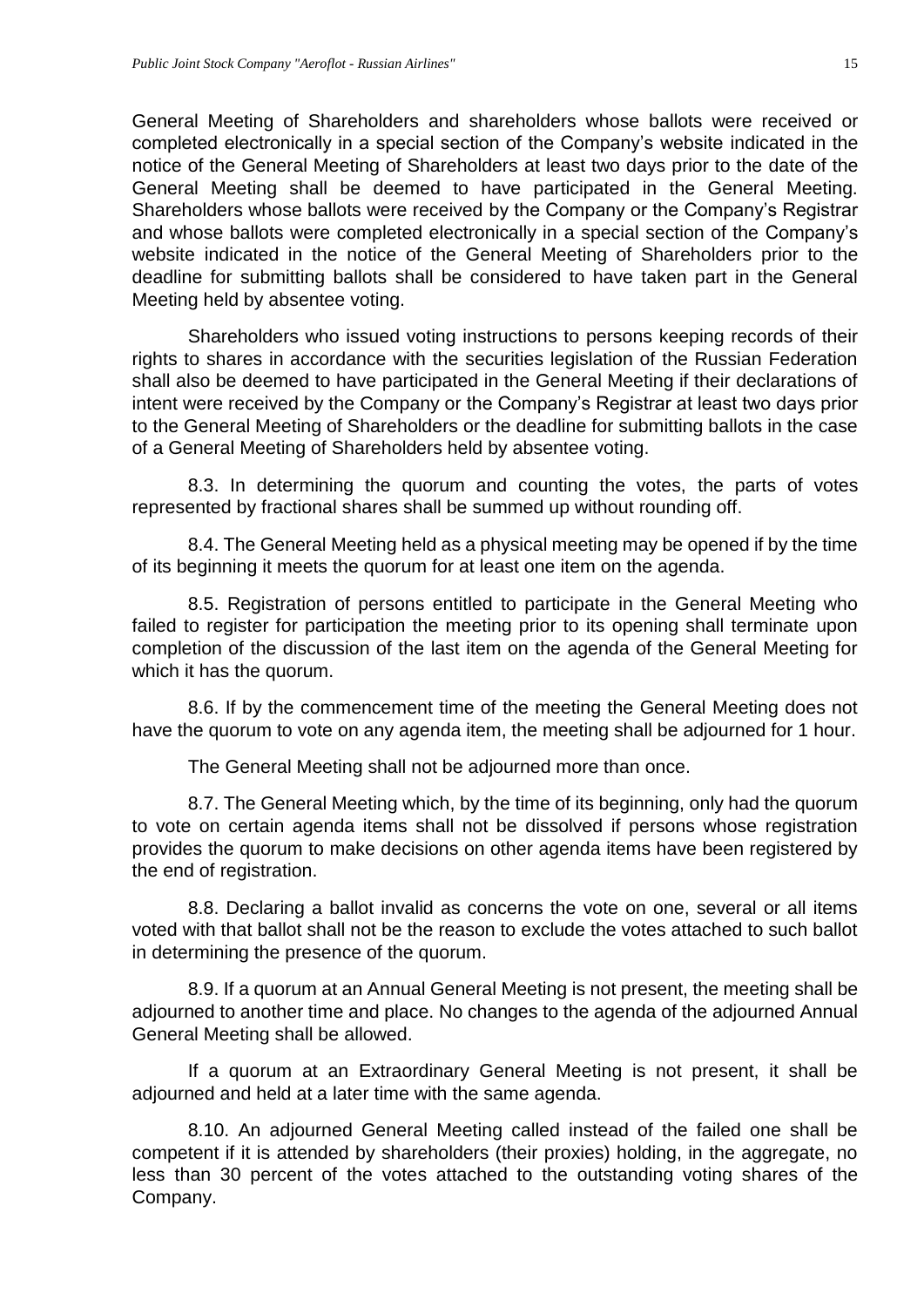General Meeting of Shareholders and shareholders whose ballots were received or completed electronically in a special section of the Company's website indicated in the notice of the General Meeting of Shareholders at least two days prior to the date of the General Meeting shall be deemed to have participated in the General Meeting. Shareholders whose ballots were received by the Company or the Company's Registrar and whose ballots were completed electronically in a special section of the Company's website indicated in the notice of the General Meeting of Shareholders prior to the deadline for submitting ballots shall be considered to have taken part in the General Meeting held by absentee voting.

Shareholders who issued voting instructions to persons keeping records of their rights to shares in accordance with the securities legislation of the Russian Federation shall also be deemed to have participated in the General Meeting if their declarations of intent were received by the Company or the Company's Registrar at least two days prior to the General Meeting of Shareholders or the deadline for submitting ballots in the case of a General Meeting of Shareholders held by absentee voting.

8.3. In determining the quorum and counting the votes, the parts of votes represented by fractional shares shall be summed up without rounding off.

8.4. The General Meeting held as a physical meeting may be opened if by the time of its beginning it meets the quorum for at least one item on the agenda.

8.5. Registration of persons entitled to participate in the General Meeting who failed to register for participation the meeting prior to its opening shall terminate upon completion of the discussion of the last item on the agenda of the General Meeting for which it has the quorum.

8.6. If by the commencement time of the meeting the General Meeting does not have the quorum to vote on any agenda item, the meeting shall be adjourned for 1 hour.

The General Meeting shall not be adjourned more than once.

8.7. The General Meeting which, by the time of its beginning, only had the quorum to vote on certain agenda items shall not be dissolved if persons whose registration provides the quorum to make decisions on other agenda items have been registered by the end of registration.

8.8. Declaring a ballot invalid as concerns the vote on one, several or all items voted with that ballot shall not be the reason to exclude the votes attached to such ballot in determining the presence of the quorum.

8.9. If a quorum at an Annual General Meeting is not present, the meeting shall be adjourned to another time and place. No changes to the agenda of the adjourned Annual General Meeting shall be allowed.

If a quorum at an Extraordinary General Meeting is not present, it shall be adjourned and held at a later time with the same agenda.

8.10. An adjourned General Meeting called instead of the failed one shall be competent if it is attended by shareholders (their proxies) holding, in the aggregate, no less than 30 percent of the votes attached to the outstanding voting shares of the Company.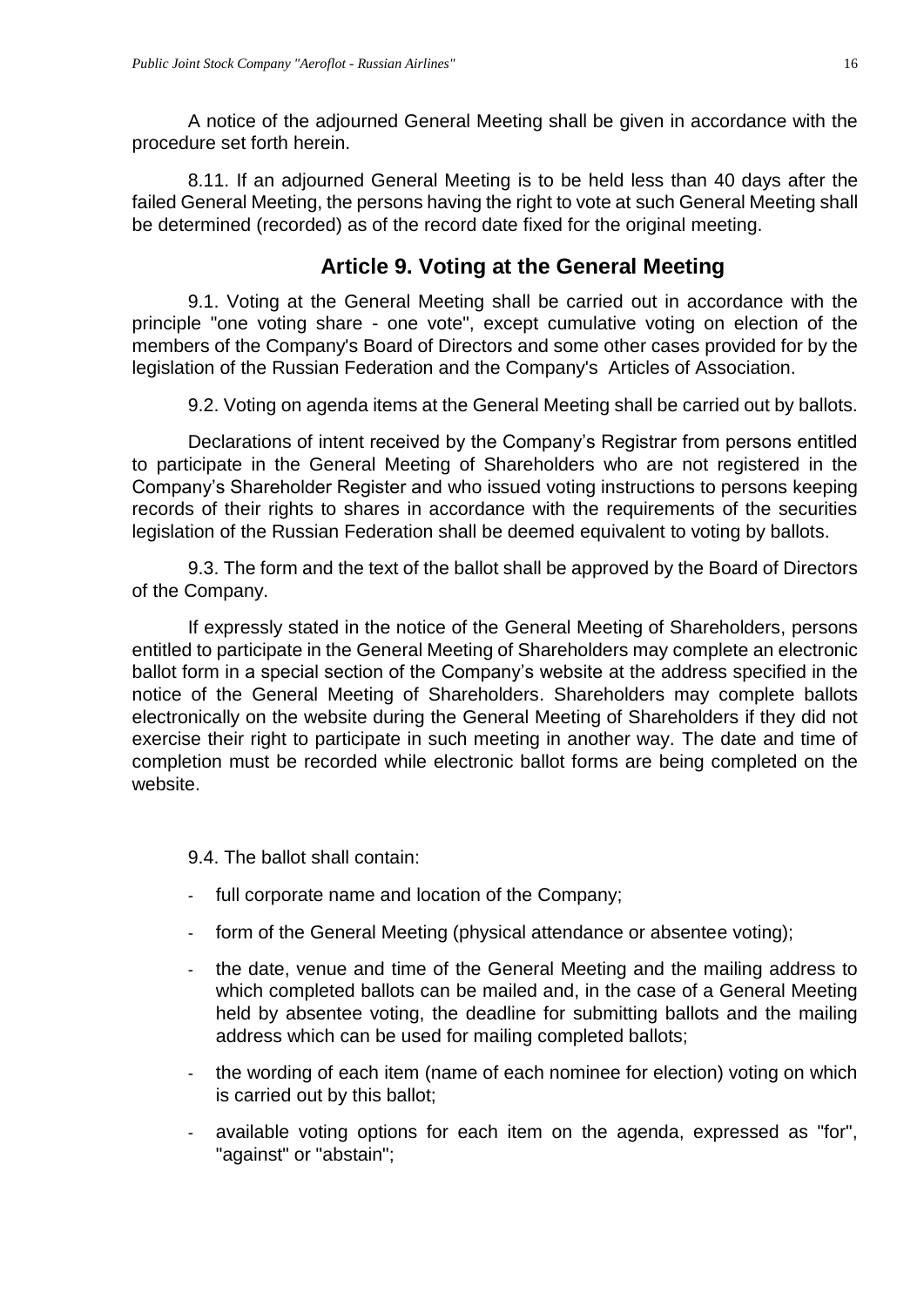A notice of the adjourned General Meeting shall be given in accordance with the procedure set forth herein.

8.11. If an adjourned General Meeting is to be held less than 40 days after the failed General Meeting, the persons having the right to vote at such General Meeting shall be determined (recorded) as of the record date fixed for the original meeting.

## Article 9. Voting at the General Meeting

9.1. Voting at the General Meeting shall be carried out in accordance with the principle "one voting share - one vote", except cumulative voting on election of the members of the Company's Board of Directors and some other cases provided for by the legislation of the Russian Federation and the Company's Articles of Association.

9.2. Voting on agenda items at the General Meeting shall be carried out by ballots.

Declarations of intent received by the Company's Registrar from persons entitled to participate in the General Meeting of Shareholders who are not registered in the Company's Shareholder Register and who issued voting instructions to persons keeping records of their rights to shares in accordance with the requirements of the securities legislation of the Russian Federation shall be deemed equivalent to voting by ballots.

9.3. The form and the text of the ballot shall be approved by the Board of Directors of the Company.

If expressly stated in the notice of the General Meeting of Shareholders, persons entitled to participate in the General Meeting of Shareholders may complete an electronic ballot form in a special section of the Company's website at the address specified in the notice of the General Meeting of Shareholders. Shareholders may complete ballots electronically on the website during the General Meeting of Shareholders if they did not exercise their right to participate in such meeting in another way. The date and time of completion must be recorded while electronic ballot forms are being completed on the website.

9.4. The ballot shall contain:

- full corporate name and location of the Company;
- form of the General Meeting (physical attendance or absentee voting);
- the date, venue and time of the General Meeting and the mailing address to which completed ballots can be mailed and, in the case of a General Meeting held by absentee voting, the deadline for submitting ballots and the mailing address which can be used for mailing completed ballots;
- the wording of each item (name of each nominee for election) voting on which is carried out by this ballot;
- available voting options for each item on the agenda, expressed as "for", "against" or "abstain";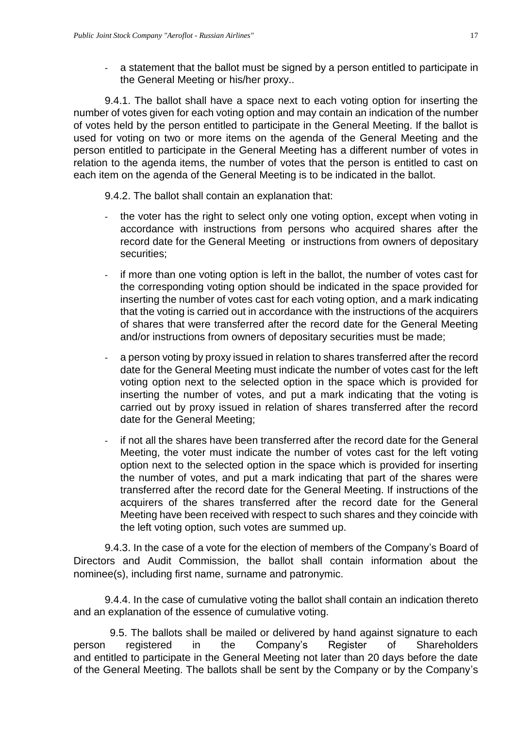- a statement that the ballot must be signed by a person entitled to participate in the General Meeting or his/her proxy..

9.4.1. The ballot shall have a space next to each voting option for inserting the number of votes given for each voting option and may contain an indication of the number of votes held by the person entitled to participate in the General Meeting. If the ballot is used for voting on two or more items on the agenda of the General Meeting and the person entitled to participate in the General Meeting has a different number of votes in relation to the agenda items, the number of votes that the person is entitled to cast on each item on the agenda of the General Meeting is to be indicated in the ballot.

9.4.2. The ballot shall contain an explanation that:

- the voter has the right to select only one voting option, except when voting in accordance with instructions from persons who acquired shares after the record date for the General Meeting or instructions from owners of depositary securities;
- if more than one voting option is left in the ballot, the number of votes cast for the corresponding voting option should be indicated in the space provided for inserting the number of votes cast for each voting option, and a mark indicating that the voting is carried out in accordance with the instructions of the acquirers of shares that were transferred after the record date for the General Meeting and/or instructions from owners of depositary securities must be made;
- a person voting by proxy issued in relation to shares transferred after the record date for the General Meeting must indicate the number of votes cast for the left voting option next to the selected option in the space which is provided for inserting the number of votes, and put a mark indicating that the voting is carried out by proxy issued in relation of shares transferred after the record date for the General Meeting;
- if not all the shares have been transferred after the record date for the General Meeting, the voter must indicate the number of votes cast for the left voting option next to the selected option in the space which is provided for inserting the number of votes, and put a mark indicating that part of the shares were transferred after the record date for the General Meeting. If instructions of the acquirers of the shares transferred after the record date for the General Meeting have been received with respect to such shares and they coincide with the left voting option, such votes are summed up.

9.4.3. In the case of a vote for the election of members of the Company's Board of Directors and Audit Commission, the ballot shall contain information about the nominee(s), including first name, surname and patronymic.

9.4.4. In the case of cumulative voting the ballot shall contain an indication thereto and an explanation of the essence of cumulative voting.

9.5. The ballots shall be mailed or delivered by hand against signature to each person registered in the Company's Register of Shareholders and entitled to participate in the General Meeting not later than 20 days before the date of the General Meeting. The ballots shall be sent by the Company or by the Company's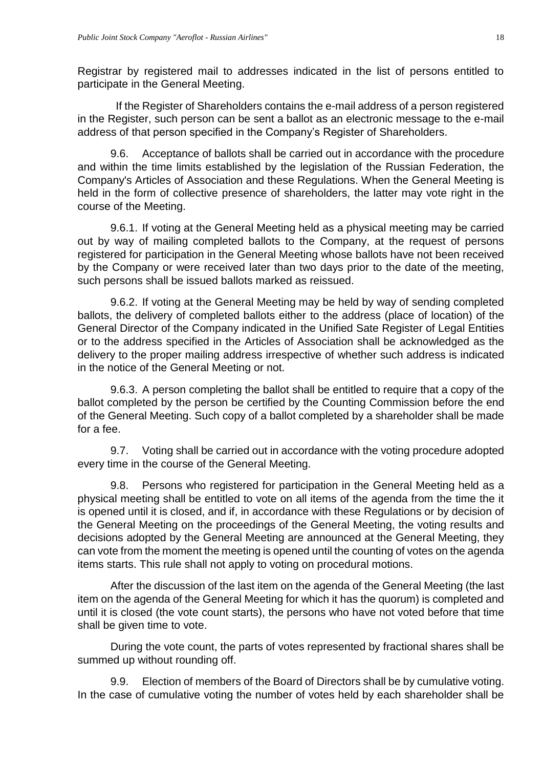Registrar by registered mail to addresses indicated in the list of persons entitled to participate in the General Meeting.

If the Register of Shareholders contains the e-mail address of a person registered in the Register, such person can be sent a ballot as an electronic message to the e-mail address of that person specified in the Company's Register of Shareholders.

9.6. Acceptance of ballots shall be carried out in accordance with the procedure and within the time limits established by the legislation of the Russian Federation, the Company's Articles of Association and these Regulations. When the General Meeting is held in the form of collective presence of shareholders, the latter may vote right in the course of the Meeting.

9.6.1. If voting at the General Meeting held as a physical meeting may be carried out by way of mailing completed ballots to the Company, at the request of persons registered for participation in the General Meeting whose ballots have not been received by the Company or were received later than two days prior to the date of the meeting, such persons shall be issued ballots marked as reissued.

9.6.2. If voting at the General Meeting may be held by way of sending completed ballots, the delivery of completed ballots either to the address (place of location) of the General Director of the Company indicated in the Unified Sate Register of Legal Entities or to the address specified in the Articles of Association shall be acknowledged as the delivery to the proper mailing address irrespective of whether such address is indicated in the notice of the General Meeting or not.

9.6.3. A person completing the ballot shall be entitled to require that a copy of the ballot completed by the person be certified by the Counting Commission before the end of the General Meeting. Such copy of a ballot completed by a shareholder shall be made for a fee.

9.7. Voting shall be carried out in accordance with the voting procedure adopted every time in the course of the General Meeting.

9.8. Persons who registered for participation in the General Meeting held as a physical meeting shall be entitled to vote on all items of the agenda from the time the it is opened until it is closed, and if, in accordance with these Regulations or by decision of the General Meeting on the proceedings of the General Meeting, the voting results and decisions adopted by the General Meeting are announced at the General Meeting, they can vote from the moment the meeting is opened until the counting of votes on the agenda items starts. This rule shall not apply to voting on procedural motions.

After the discussion of the last item on the agenda of the General Meeting (the last item on the agenda of the General Meeting for which it has the quorum) is completed and until it is closed (the vote count starts), the persons who have not voted before that time shall be given time to vote.

During the vote count, the parts of votes represented by fractional shares shall be summed up without rounding off.

9.9. Election of members of the Board of Directors shall be by cumulative voting. In the case of cumulative voting the number of votes held by each shareholder shall be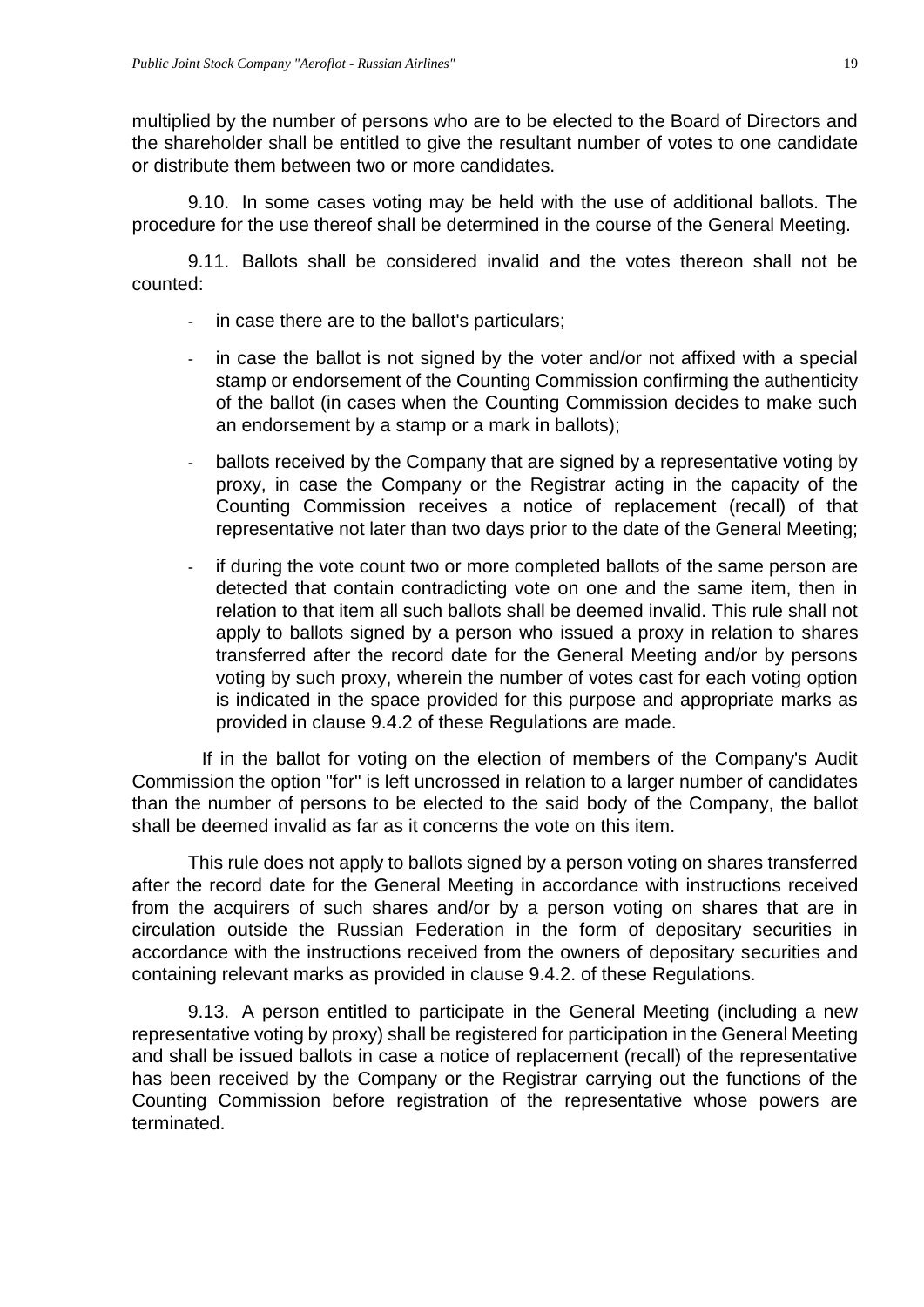multiplied by the number of persons who are to be elected to the Board of Directors and the shareholder shall be entitled to give the resultant number of votes to one candidate or distribute them between two or more candidates.

9.10. In some cases voting may be held with the use of additional ballots. The procedure for the use thereof shall be determined in the course of the General Meeting.

9.11. Ballots shall be considered invalid and the votes thereon shall not be counted:

- in case there are to the ballot's particulars;
- in case the ballot is not signed by the voter and/or not affixed with a special stamp or endorsement of the Counting Commission confirming the authenticity of the ballot (in cases when the Counting Commission decides to make such an endorsement by a stamp or a mark in ballots);
- ballots received by the Company that are signed by a representative voting by proxy, in case the Company or the Registrar acting in the capacity of the Counting Commission receives a notice of replacement (recall) of that representative not later than two days prior to the date of the General Meeting;
- if during the vote count two or more completed ballots of the same person are detected that contain contradicting vote on one and the same item, then in relation to that item all such ballots shall be deemed invalid. This rule shall not apply to ballots signed by a person who issued a proxy in relation to shares transferred after the record date for the General Meeting and/or by persons voting by such proxy, wherein the number of votes cast for each voting option is indicated in the space provided for this purpose and appropriate marks as provided in clause 9.4.2 of these Regulations are made.

If in the ballot for voting on the election of members of the Company's Audit Commission the option "for" is left uncrossed in relation to a larger number of candidates than the number of persons to be elected to the said body of the Company, the ballot shall be deemed invalid as far as it concerns the vote on this item.

This rule does not apply to ballots signed by a person voting on shares transferred after the record date for the General Meeting in accordance with instructions received from the acquirers of such shares and/or by a person voting on shares that are in circulation outside the Russian Federation in the form of depositary securities in accordance with the instructions received from the owners of depositary securities and containing relevant marks as provided in clause 9.4.2. of these Regulations.

9.13. A person entitled to participate in the General Meeting (including a new representative voting by proxy) shall be registered for participation in the General Meeting and shall be issued ballots in case a notice of replacement (recall) of the representative has been received by the Company or the Registrar carrying out the functions of the Counting Commission before registration of the representative whose powers are terminated.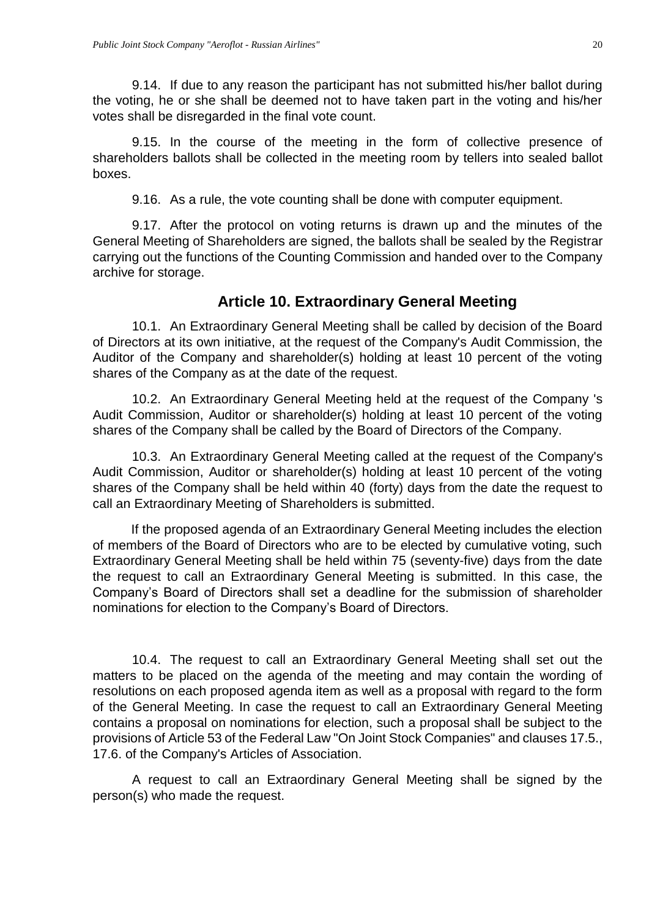9.14. If due to any reason the participant has not submitted his/her ballot during the voting, he or she shall be deemed not to have taken part in the voting and his/her votes shall be disregarded in the final vote count.

9.15. In the course of the meeting in the form of collective presence of shareholders ballots shall be collected in the meeting room by tellers into sealed ballot boxes.

9.16. As a rule, the vote counting shall be done with computer equipment.

9.17. After the protocol on voting returns is drawn up and the minutes of the General Meeting of Shareholders are signed, the ballots shall be sealed by the Registrar carrying out the functions of the Counting Commission and handed over to the Company archive for storage.

## Article 10. Extraordinary General Meeting

10.1. An Extraordinary General Meeting shall be called by decision of the Board of Directors at its own initiative, at the request of the Company's Audit Commission, the Auditor of the Company and shareholder(s) holding at least 10 percent of the voting shares of the Company as at the date of the request.

10.2. An Extraordinary General Meeting held at the request of the Company 's Audit Commission, Auditor or shareholder(s) holding at least 10 percent of the voting shares of the Company shall be called by the Board of Directors of the Company.

10.3. An Extraordinary General Meeting called at the request of the Company's Audit Commission, Auditor or shareholder(s) holding at least 10 percent of the voting shares of the Company shall be held within 40 (forty) days from the date the request to call an Extraordinary Meeting of Shareholders is submitted.

If the proposed agenda of an Extraordinary General Meeting includes the election of members of the Board of Directors who are to be elected by cumulative voting, such Extraordinary General Meeting shall be held within 75 (seventy-five) days from the date the request to call an Extraordinary General Meeting is submitted. In this case, the Company's Board of Directors shall set a deadline for the submission of shareholder nominations for election to the Company's Board of Directors.

10.4. The request to call an Extraordinary General Meeting shall set out the matters to be placed on the agenda of the meeting and may contain the wording of resolutions on each proposed agenda item as well as a proposal with regard to the form of the General Meeting. In case the request to call an Extraordinary General Meeting contains a proposal on nominations for election, such a proposal shall be subject to the provisions of Article 53 of the Federal Law "On Joint Stock Companies" and clauses 17.5., 17.6. of the Company's Articles of Association.

A request to call an Extraordinary General Meeting shall be signed by the person(s) who made the request.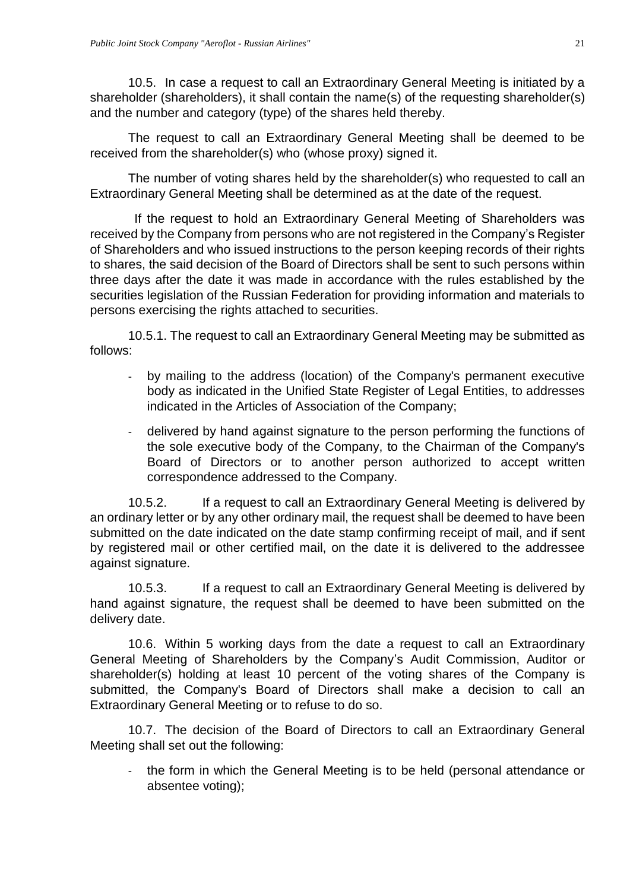10.5. In case a request to call an Extraordinary General Meeting is initiated by a shareholder (shareholders), it shall contain the name(s) of the requesting shareholder(s) and the number and category (type) of the shares held thereby.

The request to call an Extraordinary General Meeting shall be deemed to be received from the shareholder(s) who (whose proxy) signed it.

The number of voting shares held by the shareholder(s) who requested to call an Extraordinary General Meeting shall be determined as at the date of the request.

If the request to hold an Extraordinary General Meeting of Shareholders was received by the Company from persons who are not registered in the Company's Register of Shareholders and who issued instructions to the person keeping records of their rights to shares, the said decision of the Board of Directors shall be sent to such persons within three days after the date it was made in accordance with the rules established by the securities legislation of the Russian Federation for providing information and materials to persons exercising the rights attached to securities.

10.5.1. The request to call an Extraordinary General Meeting may be submitted as follows:

- by mailing to the address (location) of the Company's permanent executive body as indicated in the Unified State Register of Legal Entities, to addresses indicated in the Articles of Association of the Company;
- delivered by hand against signature to the person performing the functions of the sole executive body of the Company, to the Chairman of the Company's Board of Directors or to another person authorized to accept written correspondence addressed to the Company.

10.5.2. If a request to call an Extraordinary General Meeting is delivered by an ordinary letter or by any other ordinary mail, the request shall be deemed to have been submitted on the date indicated on the date stamp confirming receipt of mail, and if sent by registered mail or other certified mail, on the date it is delivered to the addressee against signature.

10.5.3. If a request to call an Extraordinary General Meeting is delivered by hand against signature, the request shall be deemed to have been submitted on the delivery date.

10.6. Within 5 working days from the date a request to call an Extraordinary General Meeting of Shareholders by the Company's Audit Commission, Auditor or shareholder(s) holding at least 10 percent of the voting shares of the Company is submitted, the Company's Board of Directors shall make a decision to call an Extraordinary General Meeting or to refuse to do so.

10.7. The decision of the Board of Directors to call an Extraordinary General Meeting shall set out the following:

- the form in which the General Meeting is to be held (personal attendance or absentee voting);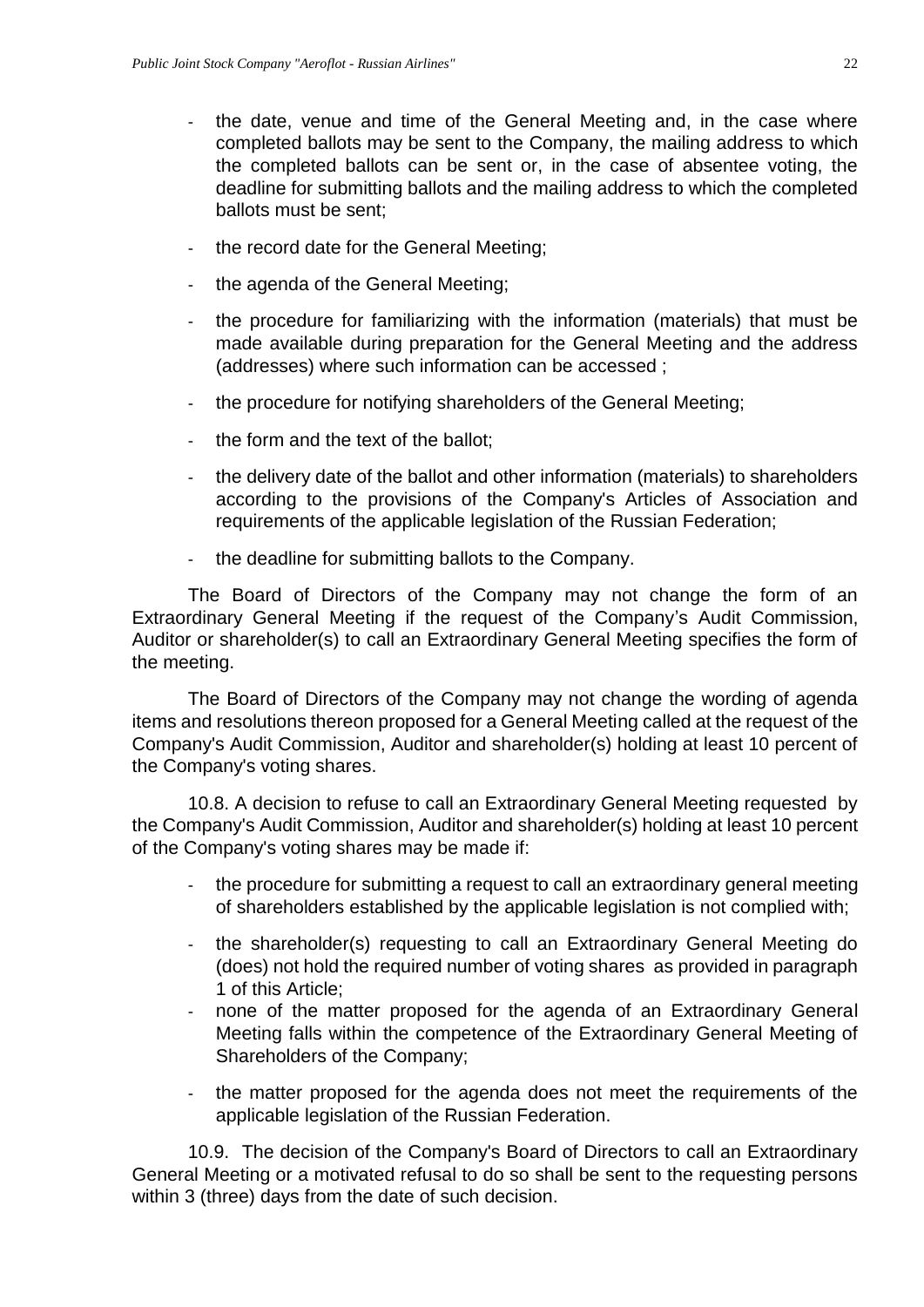- the date, venue and time of the General Meeting and, in the case where completed ballots may be sent to the Company, the mailing address to which the completed ballots can be sent or, in the case of absentee voting, the deadline for submitting ballots and the mailing address to which the completed ballots must be sent;
- the record date for the General Meeting;
- the agenda of the General Meeting;
- the procedure for familiarizing with the information (materials) that must be made available during preparation for the General Meeting and the address (addresses) where such information can be accessed ;
- the procedure for notifying shareholders of the General Meeting;
- the form and the text of the ballot;
- the delivery date of the ballot and other information (materials) to shareholders according to the provisions of the Company's Articles of Association and requirements of the applicable legislation of the Russian Federation;
- the deadline for submitting ballots to the Company.

The Board of Directors of the Company may not change the form of an Extraordinary General Meeting if the request of the Company's Audit Commission, Auditor or shareholder(s) to call an Extraordinary General Meeting specifies the form of the meeting.

The Board of Directors of the Company may not change the wording of agenda items and resolutions thereon proposed for a General Meeting called at the request of the Company's Audit Commission, Auditor and shareholder(s) holding at least 10 percent of the Company's voting shares.

10.8. A decision to refuse to call an Extraordinary General Meeting requested by the Company's Audit Commission, Auditor and shareholder(s) holding at least 10 percent of the Company's voting shares may be made if:

- the procedure for submitting a request to call an extraordinary general meeting of shareholders established by the applicable legislation is not complied with;
- the shareholder(s) requesting to call an Extraordinary General Meeting do (does) not hold the required number of voting shares as provided in paragraph 1 of this Article;
- none of the matter proposed for the agenda of an Extraordinary General Meeting falls within the competence of the Extraordinary General Meeting of Shareholders of the Company;
- the matter proposed for the agenda does not meet the requirements of the applicable legislation of the Russian Federation.

10.9. The decision of the Company's Board of Directors to call an Extraordinary General Meeting or a motivated refusal to do so shall be sent to the requesting persons within 3 (three) days from the date of such decision.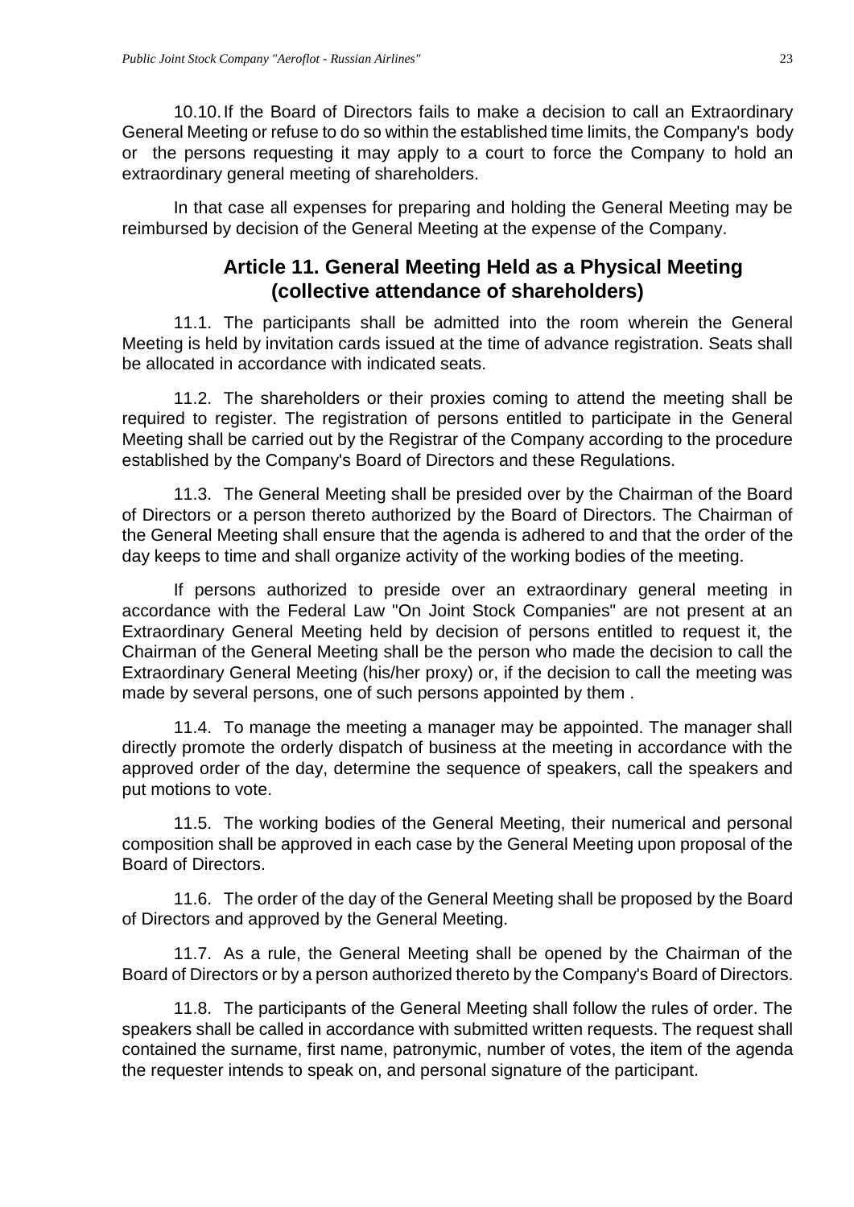10.10. If the Board of Directors fails to make a decision to call an Extraordinary General Meeting or refuse to do so within the established time limits, the Company's body or the persons requesting it may apply to a court to force the Company to hold an extraordinary general meeting of shareholders.

In that case all expenses for preparing and holding the General Meeting may be reimbursed by decision of the General Meeting at the expense of the Company.

## Article 11. General Meeting Held as a Physical Meeting (collective attendance of shareholders)

11.1. The participants shall be admitted into the room wherein the General Meeting is held by invitation cards issued at the time of advance registration. Seats shall be allocated in accordance with indicated seats.

11.2. The shareholders or their proxies coming to attend the meeting shall be required to register. The registration of persons entitled to participate in the General Meeting shall be carried out by the Registrar of the Company according to the procedure established by the Company's Board of Directors and these Regulations.

11.3. The General Meeting shall be presided over by the Chairman of the Board of Directors or a person thereto authorized by the Board of Directors. The Chairman of the General Meeting shall ensure that the agenda is adhered to and that the order of the day keeps to time and shall organize activity of the working bodies of the meeting.

If persons authorized to preside over an extraordinary general meeting in accordance with the Federal Law "On Joint Stock Companies" are not present at an Extraordinary General Meeting held by decision of persons entitled to request it, the Chairman of the General Meeting shall be the person who made the decision to call the Extraordinary General Meeting (his/her proxy) or, if the decision to call the meeting was made by several persons, one of such persons appointed by them .

11.4. To manage the meeting a manager may be appointed. The manager shall directly promote the orderly dispatch of business at the meeting in accordance with the approved order of the day, determine the sequence of speakers, call the speakers and put motions to vote.

11.5. The working bodies of the General Meeting, their numerical and personal composition shall be approved in each case by the General Meeting upon proposal of the Board of Directors.

11.6. The order of the day of the General Meeting shall be proposed by the Board of Directors and approved by the General Meeting.

11.7. As a rule, the General Meeting shall be opened by the Chairman of the Board of Directors or by a person authorized thereto by the Company's Board of Directors.

11.8. The participants of the General Meeting shall follow the rules of order. The speakers shall be called in accordance with submitted written requests. The request shall contained the surname, first name, patronymic, number of votes, the item of the agenda the requester intends to speak on, and personal signature of the participant.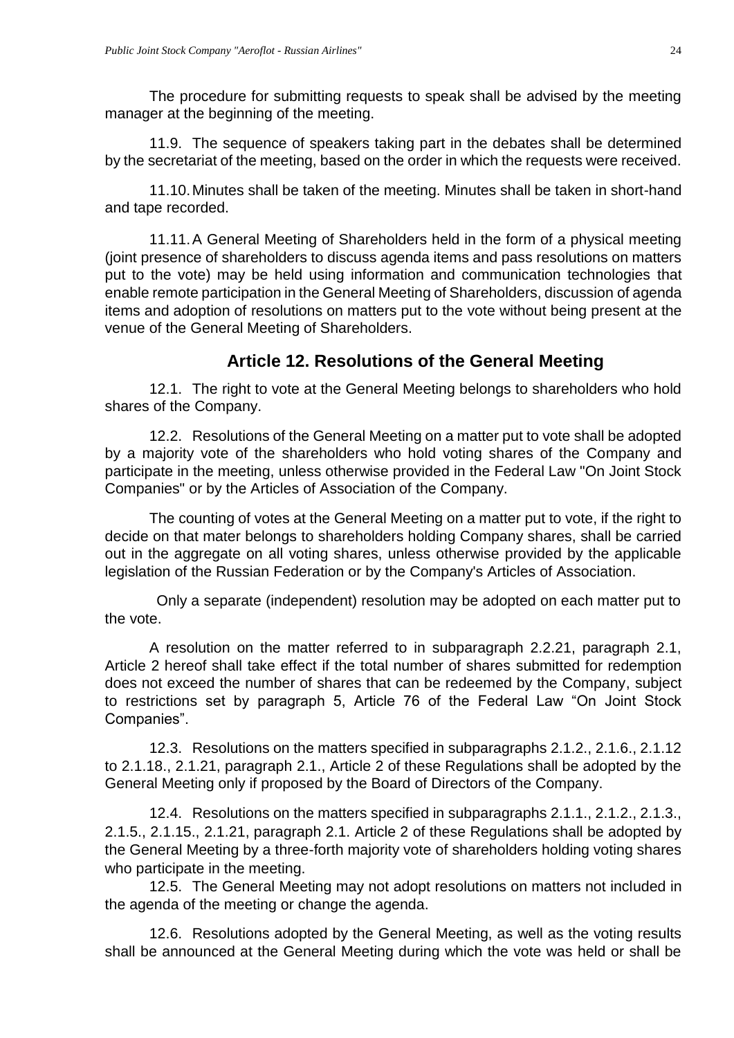The procedure for submitting requests to speak shall be advised by the meeting manager at the beginning of the meeting.

11.9. The sequence of speakers taking part in the debates shall be determined by the secretariat of the meeting, based on the order in which the requests were received.

11.10. Minutes shall be taken of the meeting. Minutes shall be taken in short-hand and tape recorded.

11.11. A General Meeting of Shareholders held in the form of a physical meeting (joint presence of shareholders to discuss agenda items and pass resolutions on matters put to the vote) may be held using information and communication technologies that enable remote participation in the General Meeting of Shareholders, discussion of agenda items and adoption of resolutions on matters put to the vote without being present at the venue of the General Meeting of Shareholders.

## Article 12. Resolutions of the General Meeting

12.1. The right to vote at the General Meeting belongs to shareholders who hold shares of the Company.

12.2. Resolutions of the General Meeting on a matter put to vote shall be adopted by a majority vote of the shareholders who hold voting shares of the Company and participate in the meeting, unless otherwise provided in the Federal Law "On Joint Stock Companies" or by the Articles of Association of the Company.

The counting of votes at the General Meeting on a matter put to vote, if the right to decide on that mater belongs to shareholders holding Company shares, shall be carried out in the aggregate on all voting shares, unless otherwise provided by the applicable legislation of the Russian Federation or by the Company's Articles of Association.

Only a separate (independent) resolution may be adopted on each matter put to the vote.

A resolution on the matter referred to in subparagraph 2.2.21, paragraph 2.1, Article 2 hereof shall take effect if the total number of shares submitted for redemption does not exceed the number of shares that can be redeemed by the Company, subject to restrictions set by paragraph 5, Article 76 of the Federal Law “On Joint Stock Companies”.

12.3. Resolutions on the matters specified in subparagraphs 2.1.2., 2.1.6., 2.1.12 to 2.1.18., 2.1.21, paragraph 2.1., Article 2 of these Regulations shall be adopted by the General Meeting only if proposed by the Board of Directors of the Company.

12.4. Resolutions on the matters specified in subparagraphs 2.1.1., 2.1.2., 2.1.3., 2.1.5., 2.1.15., 2.1.21, paragraph 2.1. Article 2 of these Regulations shall be adopted by the General Meeting by a three-forth majority vote of shareholders holding voting shares who participate in the meeting.

12.5. The General Meeting may not adopt resolutions on matters not included in the agenda of the meeting or change the agenda.

12.6. Resolutions adopted by the General Meeting, as well as the voting results shall be announced at the General Meeting during which the vote was held or shall be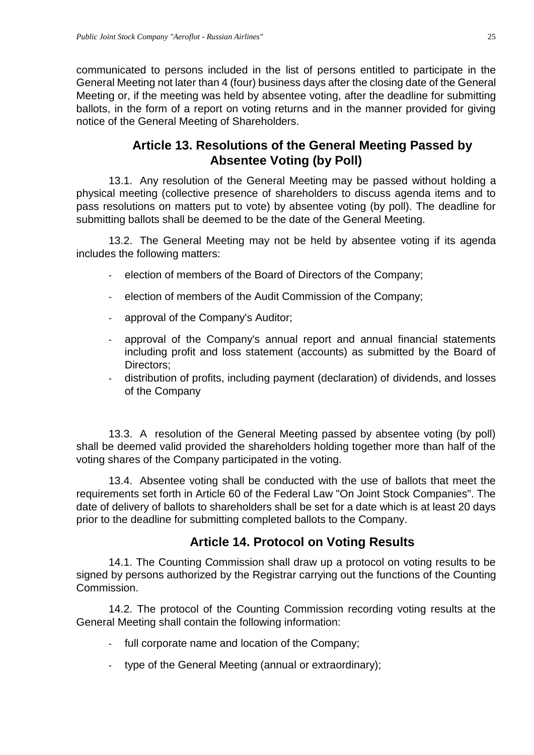communicated to persons included in the list of persons entitled to participate in the General Meeting not later than 4 (four) business days after the closing date of the General Meeting or, if the meeting was held by absentee voting, after the deadline for submitting ballots, in the form of a report on voting returns and in the manner provided for giving notice of the General Meeting of Shareholders.

## Article 13. Resolutions of the General Meeting Passed by Absentee Voting (by Poll)

13.1. Any resolution of the General Meeting may be passed without holding a physical meeting (collective presence of shareholders to discuss agenda items and to pass resolutions on matters put to vote) by absentee voting (by poll). The deadline for submitting ballots shall be deemed to be the date of the General Meeting.

13.2. The General Meeting may not be held by absentee voting if its agenda includes the following matters:

- election of members of the Board of Directors of the Company;
- election of members of the Audit Commission of the Company;
- approval of the Company's Auditor;
- approval of the Company's annual report and annual financial statements including profit and loss statement (accounts) as submitted by the Board of Directors;
- distribution of profits, including payment (declaration) of dividends, and losses of the Company

13.3. A resolution of the General Meeting passed by absentee voting (by poll) shall be deemed valid provided the shareholders holding together more than half of the voting shares of the Company participated in the voting.

13.4. Absentee voting shall be conducted with the use of ballots that meet the requirements set forth in Article 60 of the Federal Law "On Joint Stock Companies". The date of delivery of ballots to shareholders shall be set for a date which is at least 20 days prior to the deadline for submitting completed ballots to the Company.

## Article 14. Protocol on Voting Results

14.1. The Counting Commission shall draw up a protocol on voting results to be signed by persons authorized by the Registrar carrying out the functions of the Counting Commission.

14.2. The protocol of the Counting Commission recording voting results at the General Meeting shall contain the following information:

- full corporate name and location of the Company;
- type of the General Meeting (annual or extraordinary);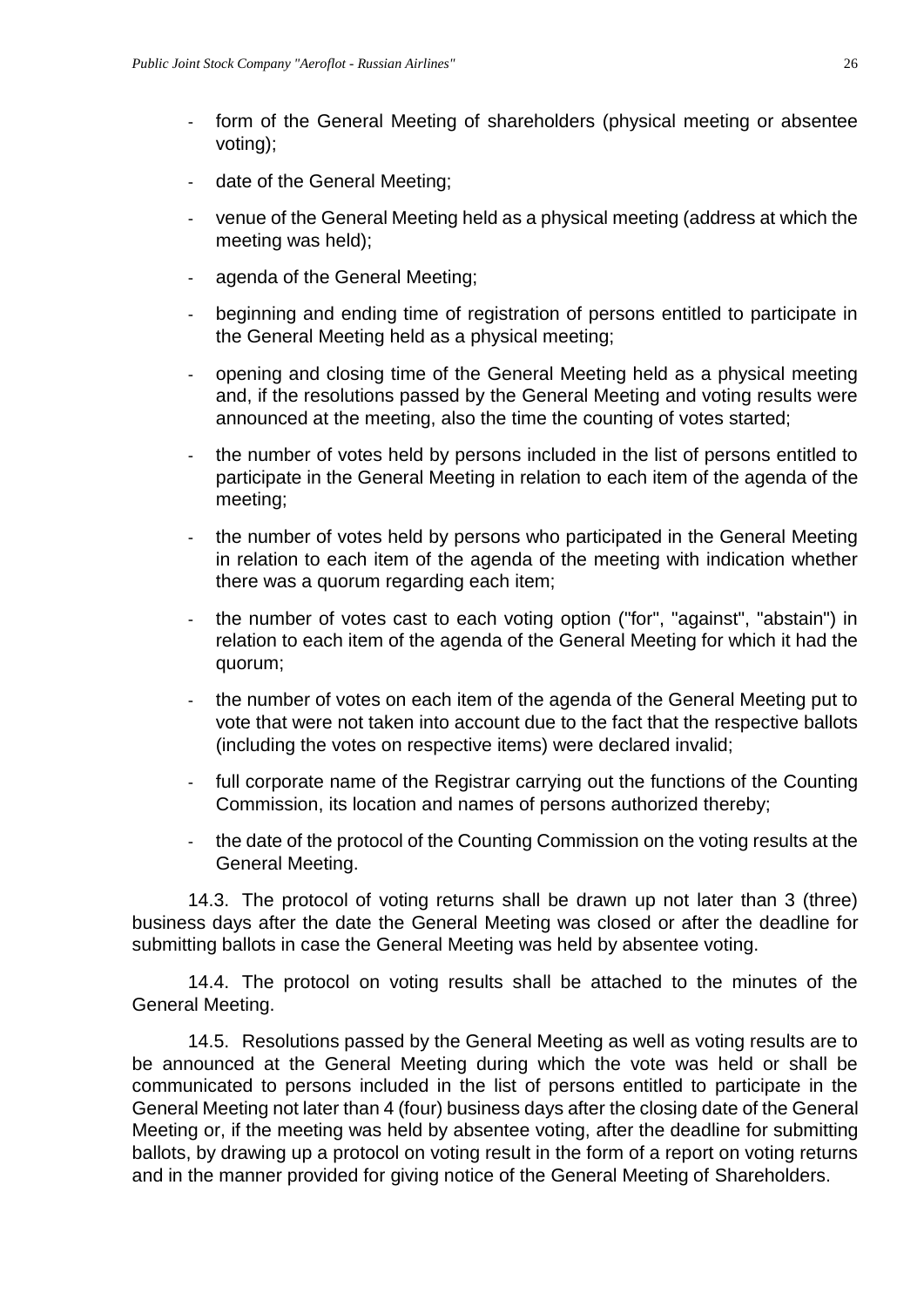- form of the General Meeting of shareholders (physical meeting or absentee voting);
- date of the General Meeting;
- venue of the General Meeting held as a physical meeting (address at which the meeting was held);
- agenda of the General Meeting;
- beginning and ending time of registration of persons entitled to participate in the General Meeting held as a physical meeting;
- opening and closing time of the General Meeting held as a physical meeting and, if the resolutions passed by the General Meeting and voting results were announced at the meeting, also the time the counting of votes started;
- the number of votes held by persons included in the list of persons entitled to participate in the General Meeting in relation to each item of the agenda of the meeting;
- the number of votes held by persons who participated in the General Meeting in relation to each item of the agenda of the meeting with indication whether there was a quorum regarding each item;
- the number of votes cast to each voting option ("for", "against", "abstain") in relation to each item of the agenda of the General Meeting for which it had the quorum;
- the number of votes on each item of the agenda of the General Meeting put to vote that were not taken into account due to the fact that the respective ballots (including the votes on respective items) were declared invalid;
- full corporate name of the Registrar carrying out the functions of the Counting Commission, its location and names of persons authorized thereby;
- the date of the protocol of the Counting Commission on the voting results at the General Meeting.

14.3. The protocol of voting returns shall be drawn up not later than 3 (three) business days after the date the General Meeting was closed or after the deadline for submitting ballots in case the General Meeting was held by absentee voting.

14.4. The protocol on voting results shall be attached to the minutes of the General Meeting.

14.5. Resolutions passed by the General Meeting as well as voting results are to be announced at the General Meeting during which the vote was held or shall be communicated to persons included in the list of persons entitled to participate in the General Meeting not later than 4 (four) business days after the closing date of the General Meeting or, if the meeting was held by absentee voting, after the deadline for submitting ballots, by drawing up a protocol on voting result in the form of a report on voting returns and in the manner provided for giving notice of the General Meeting of Shareholders.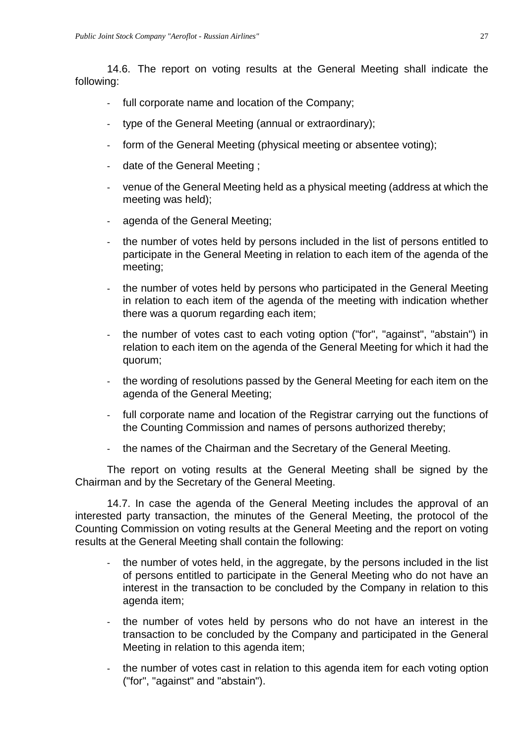14.6. The report on voting results at the General Meeting shall indicate the following:

- full corporate name and location of the Company;
- type of the General Meeting (annual or extraordinary);
- form of the General Meeting (physical meeting or absentee voting);
- date of the General Meeting ;
- venue of the General Meeting held as a physical meeting (address at which the meeting was held);
- agenda of the General Meeting;
- the number of votes held by persons included in the list of persons entitled to participate in the General Meeting in relation to each item of the agenda of the meeting;
- the number of votes held by persons who participated in the General Meeting in relation to each item of the agenda of the meeting with indication whether there was a quorum regarding each item;
- the number of votes cast to each voting option ("for", "against", "abstain") in relation to each item on the agenda of the General Meeting for which it had the quorum;
- the wording of resolutions passed by the General Meeting for each item on the agenda of the General Meeting;
- full corporate name and location of the Registrar carrying out the functions of the Counting Commission and names of persons authorized thereby;
- the names of the Chairman and the Secretary of the General Meeting.

The report on voting results at the General Meeting shall be signed by the Chairman and by the Secretary of the General Meeting.

14.7. In case the agenda of the General Meeting includes the approval of an interested party transaction, the minutes of the General Meeting, the protocol of the Counting Commission on voting results at the General Meeting and the report on voting results at the General Meeting shall contain the following:

- the number of votes held, in the aggregate, by the persons included in the list of persons entitled to participate in the General Meeting who do not have an interest in the transaction to be concluded by the Company in relation to this agenda item;
- the number of votes held by persons who do not have an interest in the transaction to be concluded by the Company and participated in the General Meeting in relation to this agenda item;
- the number of votes cast in relation to this agenda item for each voting option ("for", "against" and "abstain").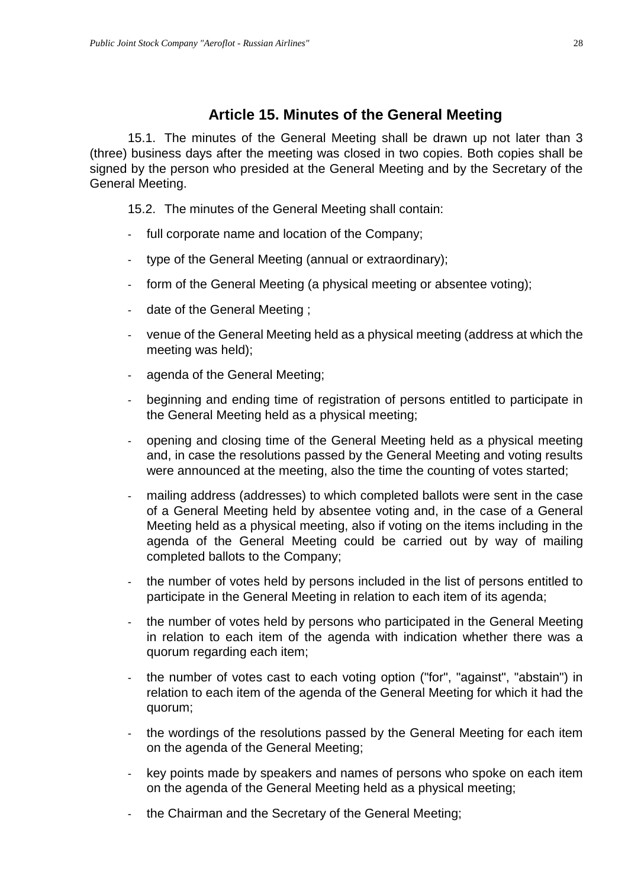## Article 15. Minutes of the General Meeting

15.1. The minutes of the General Meeting shall be drawn up not later than 3 (three) business days after the meeting was closed in two copies. Both copies shall be signed by the person who presided at the General Meeting and by the Secretary of the General Meeting.

15.2. The minutes of the General Meeting shall contain:

- full corporate name and location of the Company;
- type of the General Meeting (annual or extraordinary);
- form of the General Meeting (a physical meeting or absentee voting);
- date of the General Meeting ;
- venue of the General Meeting held as a physical meeting (address at which the meeting was held);
- agenda of the General Meeting;
- beginning and ending time of registration of persons entitled to participate in the General Meeting held as a physical meeting;
- opening and closing time of the General Meeting held as a physical meeting and, in case the resolutions passed by the General Meeting and voting results were announced at the meeting, also the time the counting of votes started;
- mailing address (addresses) to which completed ballots were sent in the case of a General Meeting held by absentee voting and, in the case of a General Meeting held as a physical meeting, also if voting on the items including in the agenda of the General Meeting could be carried out by way of mailing completed ballots to the Company;
- the number of votes held by persons included in the list of persons entitled to participate in the General Meeting in relation to each item of its agenda;
- the number of votes held by persons who participated in the General Meeting in relation to each item of the agenda with indication whether there was a quorum regarding each item;
- the number of votes cast to each voting option ("for", "against", "abstain") in relation to each item of the agenda of the General Meeting for which it had the quorum;
- the wordings of the resolutions passed by the General Meeting for each item on the agenda of the General Meeting;
- key points made by speakers and names of persons who spoke on each item on the agenda of the General Meeting held as a physical meeting;
- the Chairman and the Secretary of the General Meeting;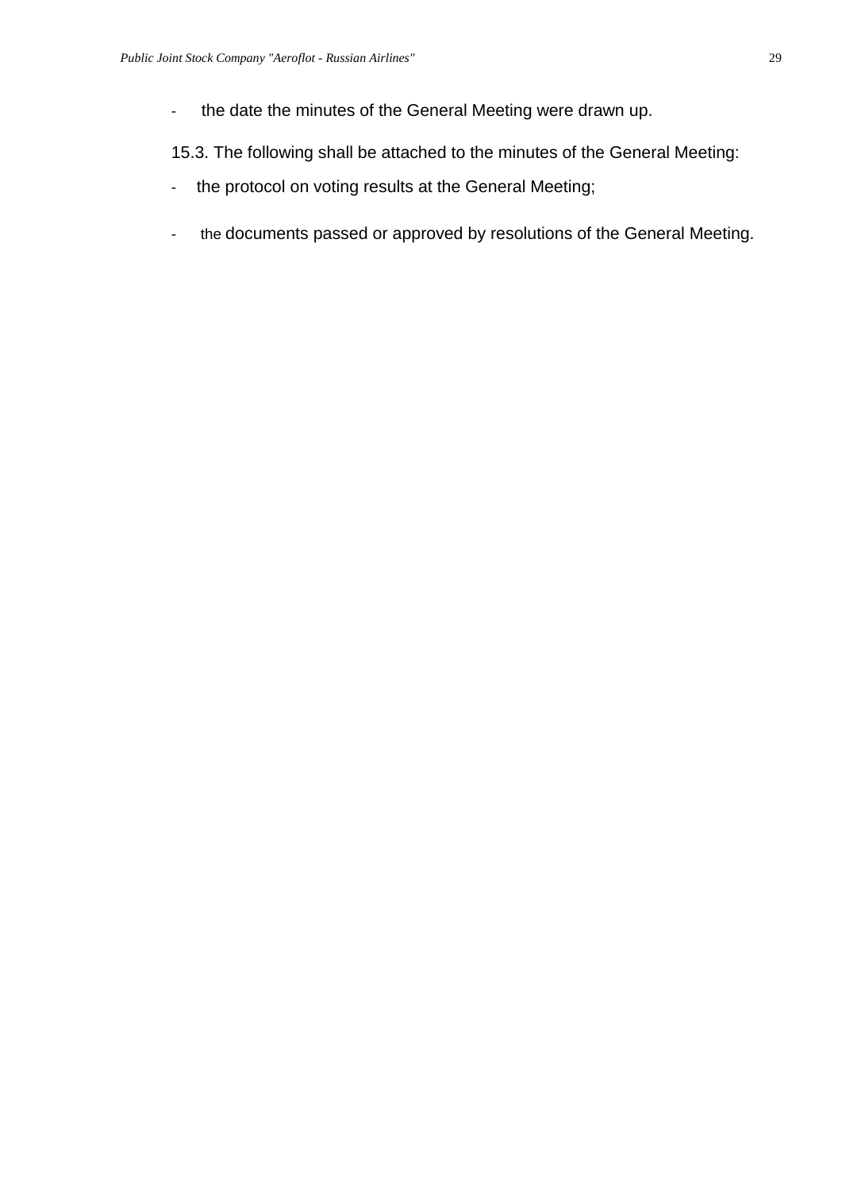- the date the minutes of the General Meeting were drawn up.

15.3. The following shall be attached to the minutes of the General Meeting:

- the protocol on voting results at the General Meeting;
- the documents passed or approved by resolutions of the General Meeting.